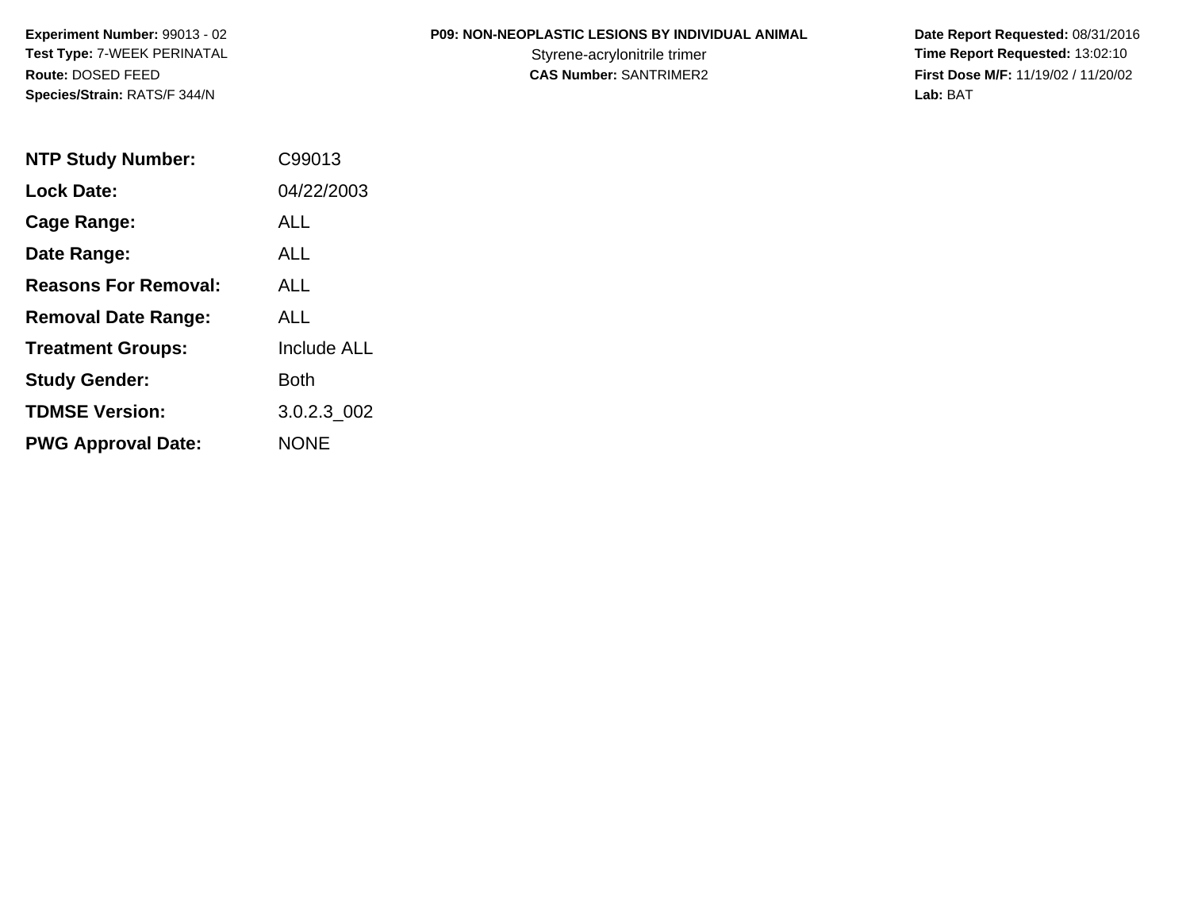**Experiment Number:** 99013 - 02
**Test Type:** 7-WEEK PERINATAL
**Route:** DOSED FEED
**Species/Strain:** RATS/F 344/N

**P09: NON-NEOPLASTIC LESIONS BY INDIVIDUAL ANIMAL**
Styrene-acrylonitrile trimer
**CAS Number:** SANTRIMER2

**Date Report Requested:** 08/31/2016
**Time Report Requested:** 13:02:10
**First Dose M/F:** 11/19/02 / 11/20/02
**Lab:** BAT

| | |
|---|---|
| **NTP Study Number:** | C99013 |
| **Lock Date:** | 04/22/2003 |
| **Cage Range:** | ALL |
| **Date Range:** | ALL |
| **Reasons For Removal:** | ALL |
| **Removal Date Range:** | ALL |
| **Treatment Groups:** | Include ALL |
| **Study Gender:** | Both |
| **TDMSE Version:** | 3.0.2.3_002 |
| **PWG Approval Date:** | NONE |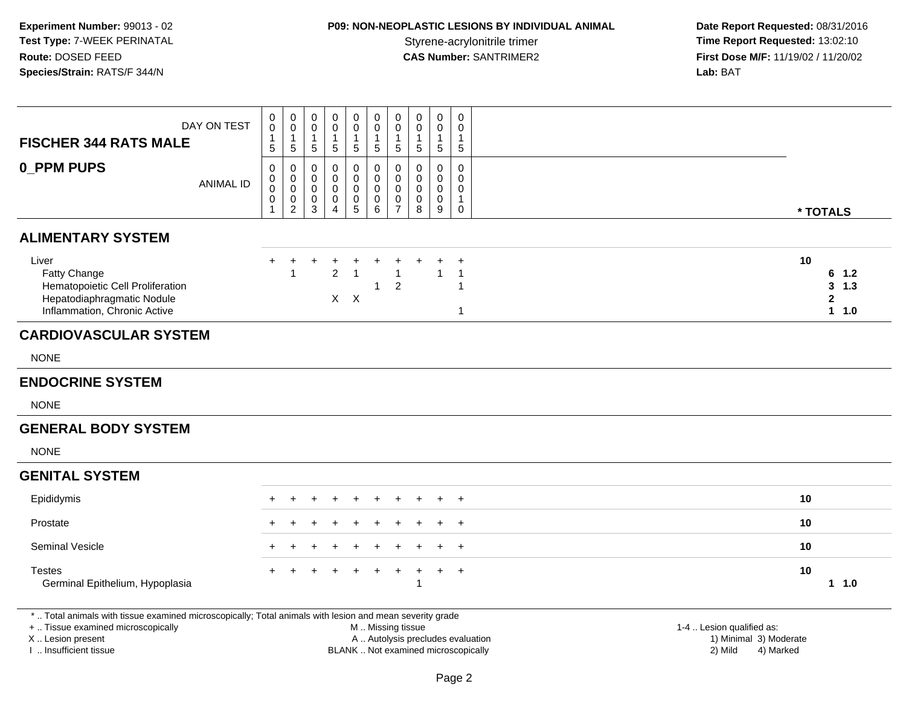**Experiment Number:** 99013 - 02
**Test Type:** 7-WEEK PERINATAL
**Route:** DOSED FEED
**Species/Strain:** RATS/F 344/N

**P09: NON-NEOPLASTIC LESIONS BY INDIVIDUAL ANIMAL**
Styrene-acrylonitrile trimer
**CAS Number:** SANTRIMER2

**Date Report Requested:** 08/31/2016
**Time Report Requested:** 13:02:10
**First Dose M/F:** 11/19/02 / 11/20/02
**Lab:** BAT

| FISCHER 344 RATS MALE — DAY ON TEST | 0015 | 0015 | 0015 | 0015 | 0015 | 0015 | 0015 | 0015 | 0015 | 0015 | |
|---|---|---|---|---|---|---|---|---|---|---|---|
| **0_PPM PUPS** — ANIMAL ID | 00001 | 00002 | 00003 | 00004 | 00005 | 00006 | 00007 | 00008 | 00009 | 00010 | *** TOTALS** |
| **ALIMENTARY SYSTEM** | | | | | | | | | | | |
| Liver | + | + | + | + | + | + | + | + | + | + | **10** |
| Fatty Change | | 1 | | 2 | 1 | | 1 | | 1 | 1 | **6 1.2** |
| Hematopoietic Cell Proliferation | | | | | | 1 | 2 | | | 1 | **3 1.3** |
| Hepatodiaphragmatic Nodule | | | | X | X | | | | | | **2** |
| Inflammation, Chronic Active | | | | | | | | | | 1 | **1 1.0** |
| **CARDIOVASCULAR SYSTEM** | | | | | | | | | | | |
| NONE | | | | | | | | | | | |
| **ENDOCRINE SYSTEM** | | | | | | | | | | | |
| NONE | | | | | | | | | | | |
| **GENERAL BODY SYSTEM** | | | | | | | | | | | |
| NONE | | | | | | | | | | | |
| **GENITAL SYSTEM** | | | | | | | | | | | |
| Epididymis | + | + | + | + | + | + | + | + | + | + | **10** |
| Prostate | + | + | + | + | + | + | + | + | + | + | **10** |
| Seminal Vesicle | + | + | + | + | + | + | + | + | + | + | **10** |
| Testes | + | + | + | + | + | + | + | + | + | + | **10** |
| Germinal Epithelium, Hypoplasia | | | | | | | | 1 | | | **1 1.0** |

\* .. Total animals with tissue examined microscopically; Total animals with lesion and mean severity grade
\+ .. Tissue examined microscopically
X .. Lesion present
I .. Insufficient tissue

M .. Missing tissue
A .. Autolysis precludes evaluation
BLANK .. Not examined microscopically

1-4 .. Lesion qualified as:
1) Minimal 3) Moderate
2) Mild 4) Marked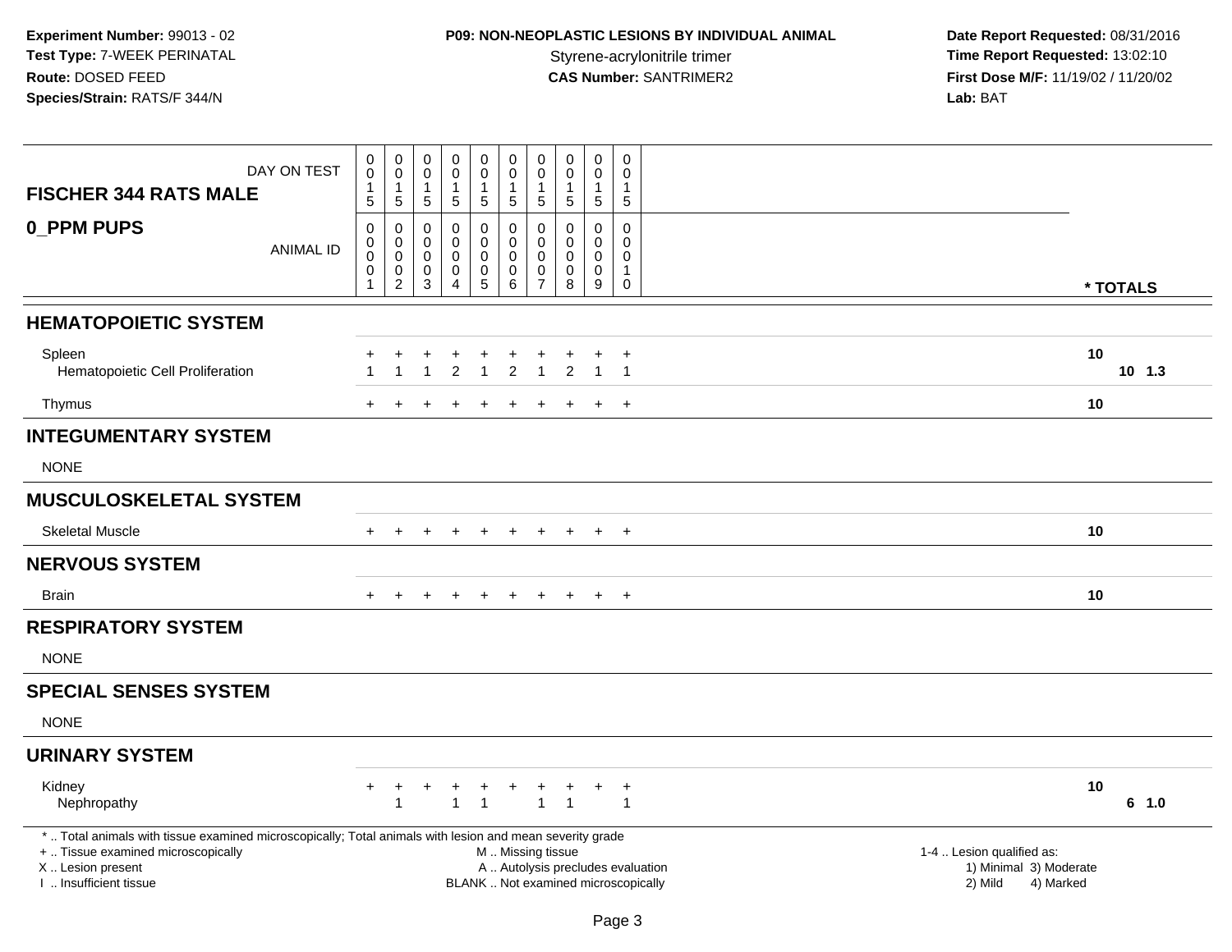**Experiment Number:** 99013 - 02
**Test Type:** 7-WEEK PERINATAL
**Route:** DOSED FEED
**Species/Strain:** RATS/F 344/N

**P09: NON-NEOPLASTIC LESIONS BY INDIVIDUAL ANIMAL**
Styrene-acrylonitrile trimer
**CAS Number:** SANTRIMER2

**Date Report Requested:** 08/31/2016
**Time Report Requested:** 13:02:10
**First Dose M/F:** 11/19/02 / 11/20/02
**Lab:** BAT

| FISCHER 344 RATS MALE / 0_PPM PUPS | | | | | | | | | | | |
|---|---|---|---|---|---|---|---|---|---|---|---|
| DAY ON TEST | 0015 | 0015 | 0015 | 0015 | 0015 | 0015 | 0015 | 0015 | 0015 | 0015 | |
| ANIMAL ID | 00001 | 00002 | 00003 | 00004 | 00005 | 00006 | 00007 | 00008 | 00009 | 00010 | * TOTALS |
| **HEMATOPOIETIC SYSTEM** | | | | | | | | | | | |
| Spleen | + | + | + | + | + | + | + | + | + | + | 10 |
| Hematopoietic Cell Proliferation | 1 | 1 | 1 | 2 | 1 | 2 | 1 | 2 | 1 | 1 | 10 1.3 |
| Thymus | + | + | + | + | + | + | + | + | + | + | 10 |
| **INTEGUMENTARY SYSTEM** | | | | | | | | | | | |
| NONE | | | | | | | | | | | |
| **MUSCULOSKELETAL SYSTEM** | | | | | | | | | | | |
| Skeletal Muscle | + | + | + | + | + | + | + | + | + | + | 10 |
| **NERVOUS SYSTEM** | | | | | | | | | | | |
| Brain | + | + | + | + | + | + | + | + | + | + | 10 |
| **RESPIRATORY SYSTEM** | | | | | | | | | | | |
| NONE | | | | | | | | | | | |
| **SPECIAL SENSES SYSTEM** | | | | | | | | | | | |
| NONE | | | | | | | | | | | |
| **URINARY SYSTEM** | | | | | | | | | | | |
| Kidney | + | + | + | + | + | + | + | + | + | + | 10 |
| Nephropathy | | 1 | | 1 | 1 | | 1 | 1 | | 1 | 6 1.0 |

* .. Total animals with tissue examined microscopically; Total animals with lesion and mean severity grade
+ .. Tissue examined microscopically
X .. Lesion present
I .. Insufficient tissue
M .. Missing tissue
A .. Autolysis precludes evaluation
BLANK .. Not examined microscopically
1-4 .. Lesion qualified as:
1) Minimal 2) Mild 3) Moderate 4) Marked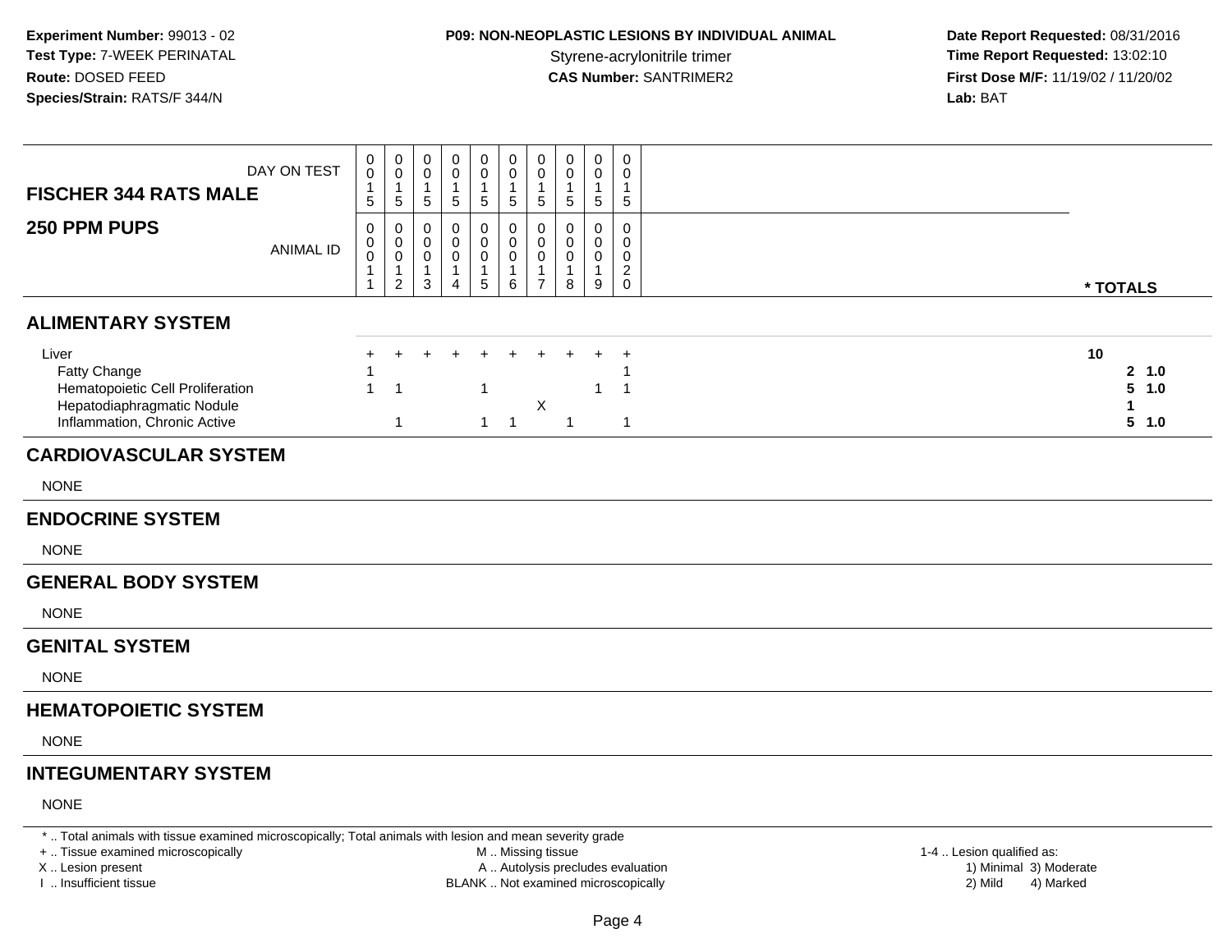**Experiment Number:** 99013 - 02
**Test Type:** 7-WEEK PERINATAL
**Route:** DOSED FEED
**Species/Strain:** RATS/F 344/N

**P09: NON-NEOPLASTIC LESIONS BY INDIVIDUAL ANIMAL**
Styrene-acrylonitrile trimer
**CAS Number:** SANTRIMER2

**Date Report Requested:** 08/31/2016
**Time Report Requested:** 13:02:10
**First Dose M/F:** 11/19/02 / 11/20/02
**Lab:** BAT

| FISCHER 344 RATS MALE / 250 PPM PUPS | | | | | | | | | | | |
|---|---|---|---|---|---|---|---|---|---|---|---|
| DAY ON TEST | 0015 | 0015 | 0015 | 0015 | 0015 | 0015 | 0015 | 0015 | 0015 | 0015 | |
| ANIMAL ID | 00011 | 00012 | 00013 | 00014 | 00015 | 00016 | 00017 | 00018 | 00019 | 00020 | * TOTALS |
| **ALIMENTARY SYSTEM** | | | | | | | | | | | |
| Liver | + | + | + | + | + | + | + | + | + | + | 10 |
| Fatty Change | 1 | | | | | | | | | 1 | 2 1.0 |
| Hematopoietic Cell Proliferation | 1 | 1 | | | 1 | | | | 1 | 1 | 5 1.0 |
| Hepatodiaphragmatic Nodule | | | | | | | X | | | | 1 |
| Inflammation, Chronic Active | | 1 | | | 1 | 1 | | 1 | | 1 | 5 1.0 |
| **CARDIOVASCULAR SYSTEM** | | | | | | | | | | | |
| NONE | | | | | | | | | | | |
| **ENDOCRINE SYSTEM** | | | | | | | | | | | |
| NONE | | | | | | | | | | | |
| **GENERAL BODY SYSTEM** | | | | | | | | | | | |
| NONE | | | | | | | | | | | |
| **GENITAL SYSTEM** | | | | | | | | | | | |
| NONE | | | | | | | | | | | |
| **HEMATOPOIETIC SYSTEM** | | | | | | | | | | | |
| NONE | | | | | | | | | | | |
| **INTEGUMENTARY SYSTEM** | | | | | | | | | | | |
| NONE | | | | | | | | | | | |

* .. Total animals with tissue examined microscopically; Total animals with lesion and mean severity grade
+ .. Tissue examined microscopically
X .. Lesion present
I .. Insufficient tissue
M .. Missing tissue
A .. Autolysis precludes evaluation
BLANK .. Not examined microscopically
1-4 .. Lesion qualified as: 1) Minimal 2) Mild 3) Moderate 4) Marked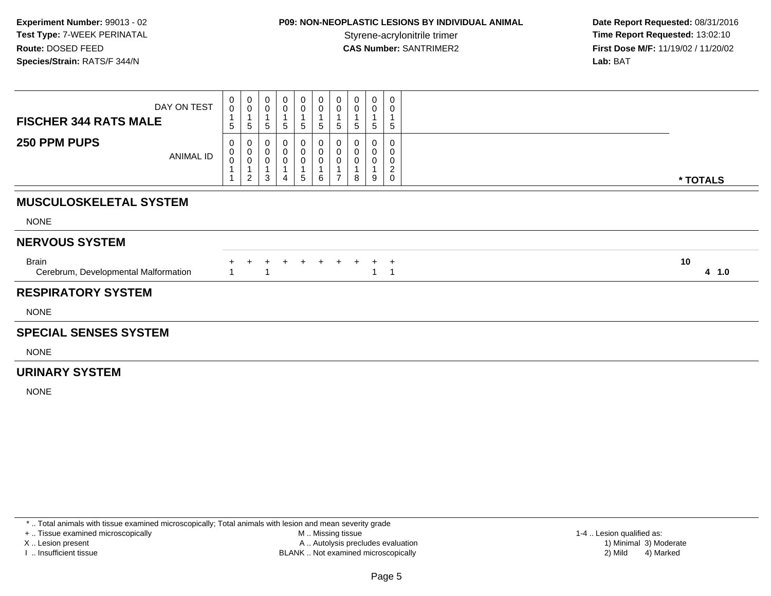**Experiment Number:** 99013 - 02
**Test Type:** 7-WEEK PERINATAL
**Route:** DOSED FEED
**Species/Strain:** RATS/F 344/N

**P09: NON-NEOPLASTIC LESIONS BY INDIVIDUAL ANIMAL**
Styrene-acrylonitrile trimer
**CAS Number:** SANTRIMER2

**Date Report Requested:** 08/31/2016
**Time Report Requested:** 13:02:10
**First Dose M/F:** 11/19/02 / 11/20/02
**Lab:** BAT

| FISCHER 344 RATS MALE — DAY ON TEST | 0015 | 0015 | 0015 | 0015 | 0015 | 0015 | 0015 | 0015 | 0015 | 0015 | |
|---|---|---|---|---|---|---|---|---|---|---|---|
| **250 PPM PUPS** — ANIMAL ID | 00011 | 00012 | 00013 | 00014 | 00015 | 00016 | 00017 | 00018 | 00019 | 00020 | *** TOTALS** |
| **MUSCULOSKELETAL SYSTEM** | | | | | | | | | | | |
| NONE | | | | | | | | | | | |
| **NERVOUS SYSTEM** | | | | | | | | | | | |
| Brain | + | + | + | + | + | + | + | + | + | + | 10 |
| Cerebrum, Developmental Malformation | 1 | | 1 | | | | | | 1 | 1 | 4 1.0 |
| **RESPIRATORY SYSTEM** | | | | | | | | | | | |
| NONE | | | | | | | | | | | |
| **SPECIAL SENSES SYSTEM** | | | | | | | | | | | |
| NONE | | | | | | | | | | | |
| **URINARY SYSTEM** | | | | | | | | | | | |
| NONE | | | | | | | | | | | |

* .. Total animals with tissue examined microscopically; Total animals with lesion and mean severity grade
+ .. Tissue examined microscopically
X .. Lesion present
I .. Insufficient tissue
M .. Missing tissue
A .. Autolysis precludes evaluation
BLANK .. Not examined microscopically
1-4 .. Lesion qualified as:
1) Minimal 3) Moderate
2) Mild 4) Marked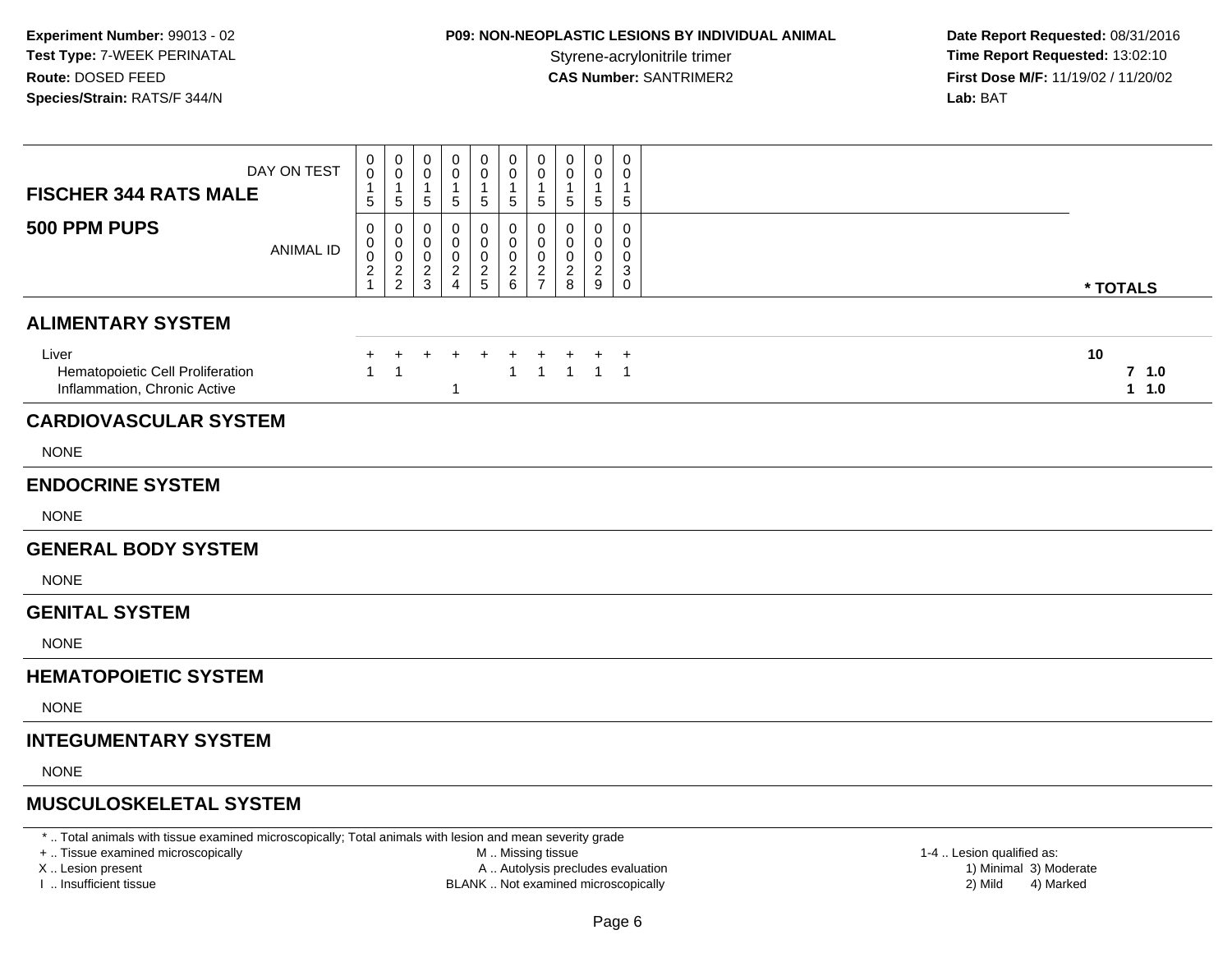**Experiment Number:** 99013 - 02
**Test Type:** 7-WEEK PERINATAL
**Route:** DOSED FEED
**Species/Strain:** RATS/F 344/N

**P09: NON-NEOPLASTIC LESIONS BY INDIVIDUAL ANIMAL**
Styrene-acrylonitrile trimer
**CAS Number:** SANTRIMER2

**Date Report Requested:** 08/31/2016
**Time Report Requested:** 13:02:10
**First Dose M/F:** 11/19/02 / 11/20/02
**Lab:** BAT

| FISCHER 344 RATS MALE / 500 PPM PUPS | | | | | | | | | | | |
|---|---|---|---|---|---|---|---|---|---|---|---|
| DAY ON TEST | 0015 | 0015 | 0015 | 0015 | 0015 | 0015 | 0015 | 0015 | 0015 | 0015 | |
| ANIMAL ID | 00021 | 00022 | 00023 | 00024 | 00025 | 00026 | 00027 | 00028 | 00029 | 00030 | * TOTALS |
| **ALIMENTARY SYSTEM** | | | | | | | | | | | |
| Liver | + | + | + | + | + | + | + | + | + | + | 10 |
| Hematopoietic Cell Proliferation | 1 | 1 | | | | 1 | 1 | 1 | 1 | 1 | 7 1.0 |
| Inflammation, Chronic Active | | | | 1 | | | | | | | 1 1.0 |
| **CARDIOVASCULAR SYSTEM** | | | | | | | | | | | |
| NONE | | | | | | | | | | | |
| **ENDOCRINE SYSTEM** | | | | | | | | | | | |
| NONE | | | | | | | | | | | |
| **GENERAL BODY SYSTEM** | | | | | | | | | | | |
| NONE | | | | | | | | | | | |
| **GENITAL SYSTEM** | | | | | | | | | | | |
| NONE | | | | | | | | | | | |
| **HEMATOPOIETIC SYSTEM** | | | | | | | | | | | |
| NONE | | | | | | | | | | | |
| **INTEGUMENTARY SYSTEM** | | | | | | | | | | | |
| NONE | | | | | | | | | | | |
| **MUSCULOSKELETAL SYSTEM** | | | | | | | | | | | |

* .. Total animals with tissue examined microscopically; Total animals with lesion and mean severity grade
+ .. Tissue examined microscopically
X .. Lesion present
I .. Insufficient tissue
M .. Missing tissue
A .. Autolysis precludes evaluation
BLANK .. Not examined microscopically
1-4 .. Lesion qualified as: 1) Minimal 2) Mild 3) Moderate 4) Marked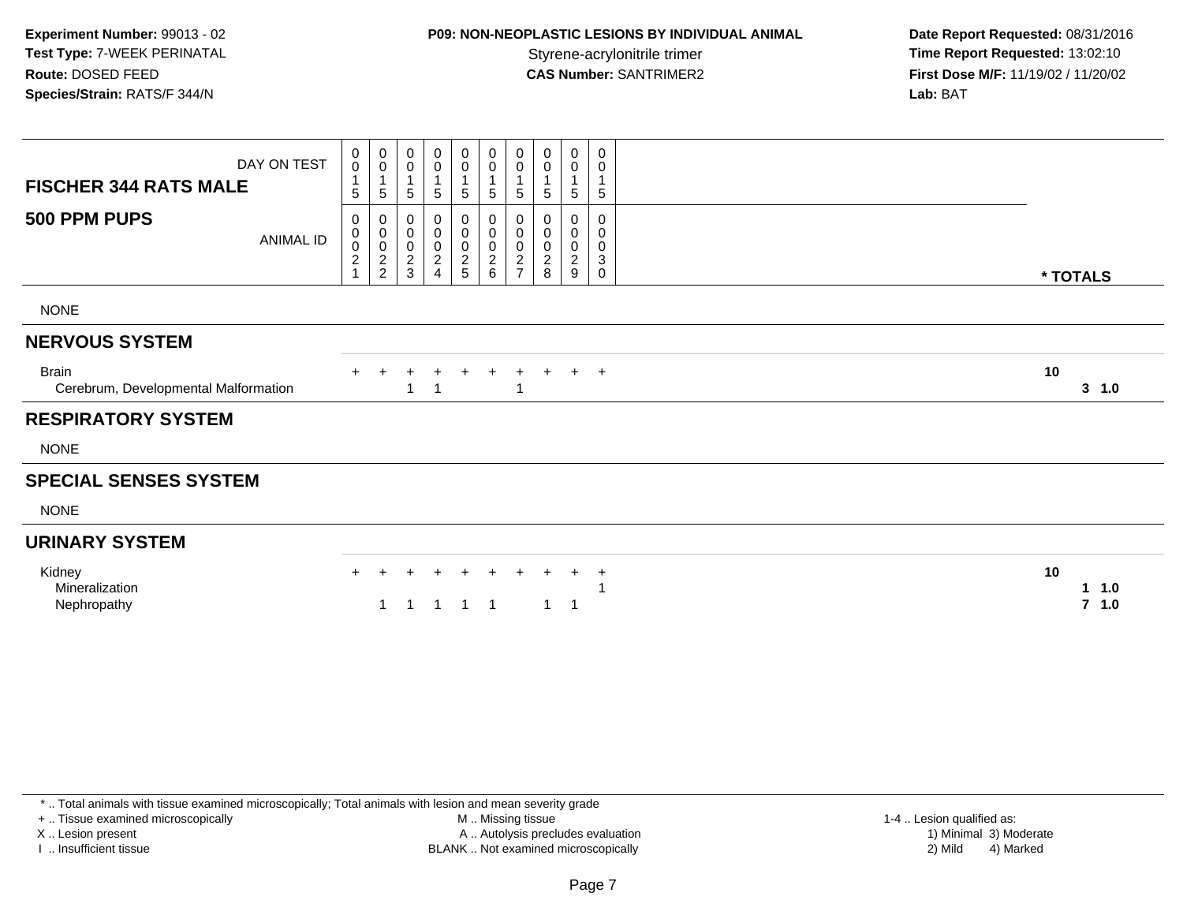**Experiment Number:** 99013 - 02
**Test Type:** 7-WEEK PERINATAL
**Route:** DOSED FEED
**Species/Strain:** RATS/F 344/N

**P09: NON-NEOPLASTIC LESIONS BY INDIVIDUAL ANIMAL**
Styrene-acrylonitrile trimer
**CAS Number:** SANTRIMER2

**Date Report Requested:** 08/31/2016
**Time Report Requested:** 13:02:10
**First Dose M/F:** 11/19/02 / 11/20/02
**Lab:** BAT

| FISCHER 344 RATS MALE / 500 PPM PUPS | | | | | | | | | | | |
|---|---|---|---|---|---|---|---|---|---|---|---|
| DAY ON TEST | 0015 | 0015 | 0015 | 0015 | 0015 | 0015 | 0015 | 0015 | 0015 | 0015 | |
| ANIMAL ID | 00021 | 00022 | 00023 | 00024 | 00025 | 00026 | 00027 | 00028 | 00029 | 00030 | * TOTALS |
| NONE | | | | | | | | | | | |
| **NERVOUS SYSTEM** | | | | | | | | | | | |
| Brain | + | + | + | + | + | + | + | + | + | + | 10 |
| Cerebrum, Developmental Malformation | | | 1 | 1 | | | 1 | | | | 3 1.0 |
| **RESPIRATORY SYSTEM** | | | | | | | | | | | |
| NONE | | | | | | | | | | | |
| **SPECIAL SENSES SYSTEM** | | | | | | | | | | | |
| NONE | | | | | | | | | | | |
| **URINARY SYSTEM** | | | | | | | | | | | |
| Kidney | + | + | + | + | + | + | + | + | + | + | 10 |
| Mineralization | | | | | | | | | | 1 | 1 1.0 |
| Nephropathy | | 1 | 1 | 1 | 1 | 1 | | 1 | 1 | | 7 1.0 |

\* .. Total animals with tissue examined microscopically; Total animals with lesion and mean severity grade
\+ .. Tissue examined microscopically
X .. Lesion present
I .. Insufficient tissue
M .. Missing tissue
A .. Autolysis precludes evaluation
BLANK .. Not examined microscopically
1-4 .. Lesion qualified as:
1) Minimal 2) Mild 3) Moderate 4) Marked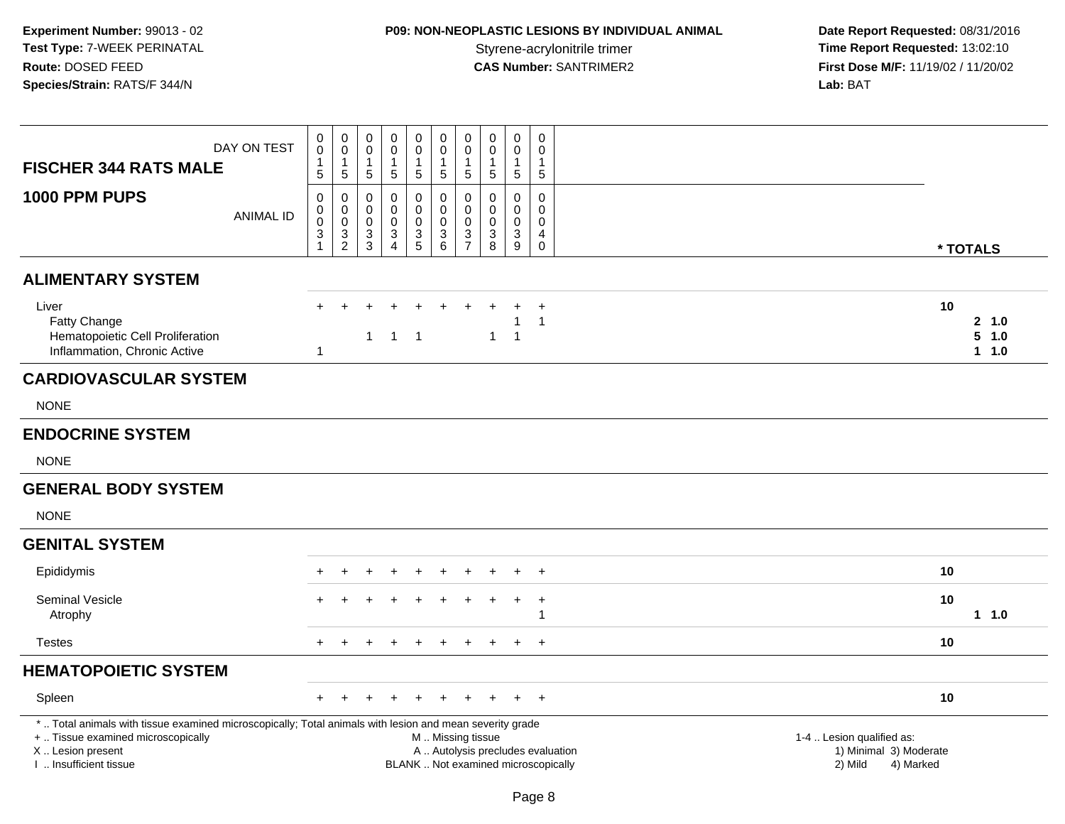**Experiment Number:** 99013 - 02
**Test Type:** 7-WEEK PERINATAL
**Route:** DOSED FEED
**Species/Strain:** RATS/F 344/N

**P09: NON-NEOPLASTIC LESIONS BY INDIVIDUAL ANIMAL**
Styrene-acrylonitrile trimer
**CAS Number:** SANTRIMER2

**Date Report Requested:** 08/31/2016
**Time Report Requested:** 13:02:10
**First Dose M/F:** 11/19/02 / 11/20/02
**Lab:** BAT

| FISCHER 344 RATS MALE — DAY ON TEST | 0015 | 0015 | 0015 | 0015 | 0015 | 0015 | 0015 | 0015 | 0015 | 0015 | |
|---|---|---|---|---|---|---|---|---|---|---|---|
| **1000 PPM PUPS** — ANIMAL ID | 00031 | 00032 | 00033 | 00034 | 00035 | 00036 | 00037 | 00038 | 00039 | 00040 | *** TOTALS** |
| **ALIMENTARY SYSTEM** | | | | | | | | | | | |
| Liver | + | + | + | + | + | + | + | + | + | + | 10 |
| Fatty Change | | | | | | | | | 1 | 1 | 2 1.0 |
| Hematopoietic Cell Proliferation | | | 1 | 1 | 1 | | | 1 | 1 | | 5 1.0 |
| Inflammation, Chronic Active | 1 | | | | | | | | | | 1 1.0 |
| **CARDIOVASCULAR SYSTEM** | | | | | | | | | | | |
| NONE | | | | | | | | | | | |
| **ENDOCRINE SYSTEM** | | | | | | | | | | | |
| NONE | | | | | | | | | | | |
| **GENERAL BODY SYSTEM** | | | | | | | | | | | |
| NONE | | | | | | | | | | | |
| **GENITAL SYSTEM** | | | | | | | | | | | |
| Epididymis | + | + | + | + | + | + | + | + | + | + | 10 |
| Seminal Vesicle | + | + | + | + | + | + | + | + | + | + | 10 |
| Atrophy | | | | | | | | | | 1 | 1 1.0 |
| Testes | + | + | + | + | + | + | + | + | + | + | 10 |
| **HEMATOPOIETIC SYSTEM** | | | | | | | | | | | |
| Spleen | + | + | + | + | + | + | + | + | + | + | 10 |

\* .. Total animals with tissue examined microscopically; Total animals with lesion and mean severity grade
\+ .. Tissue examined microscopically
X .. Lesion present
I .. Insufficient tissue

M .. Missing tissue
A .. Autolysis precludes evaluation
BLANK .. Not examined microscopically

1-4 .. Lesion qualified as:
1) Minimal 3) Moderate
2) Mild 4) Marked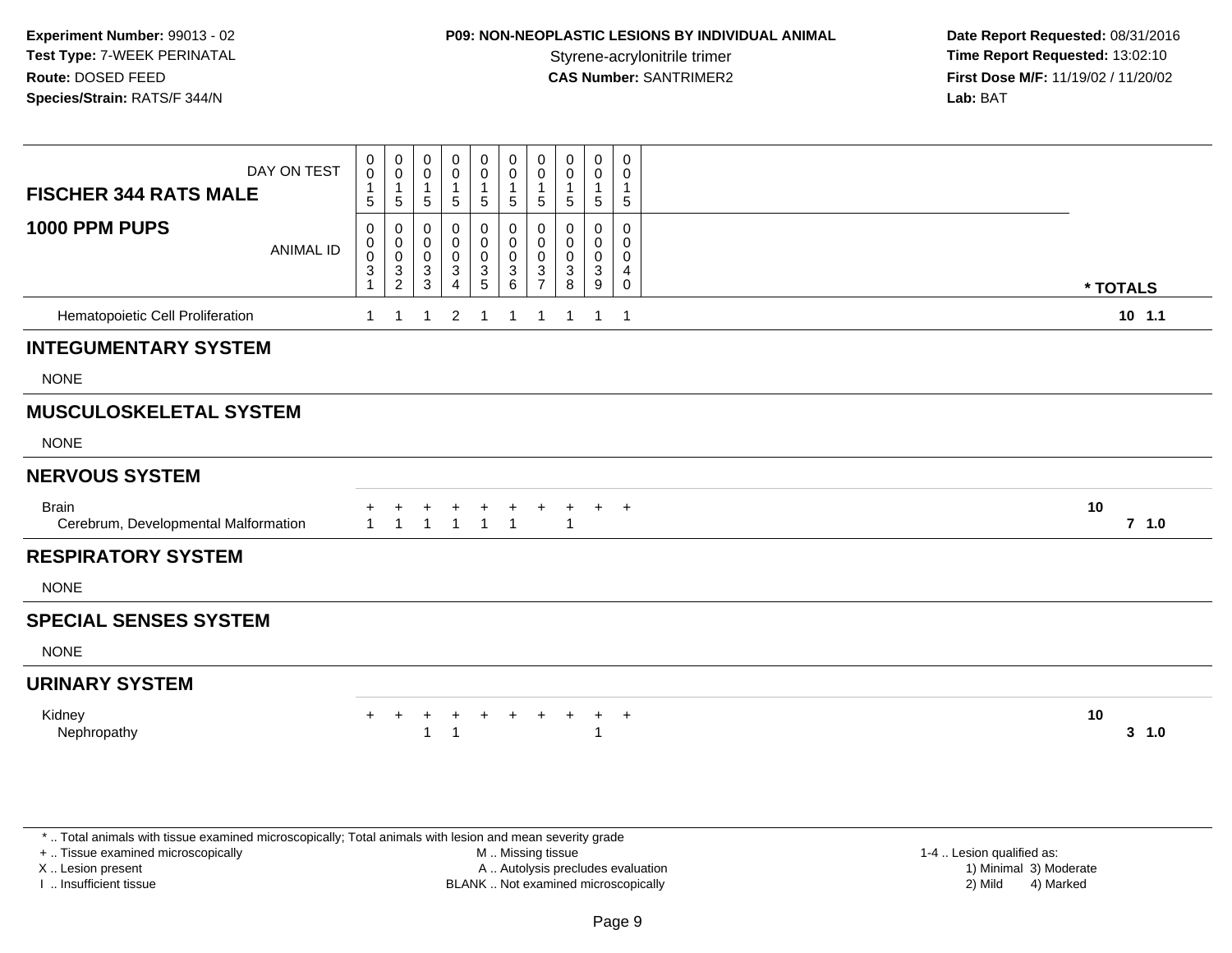**Experiment Number:** 99013 - 02
**Test Type:** 7-WEEK PERINATAL
**Route:** DOSED FEED
**Species/Strain:** RATS/F 344/N

**P09: NON-NEOPLASTIC LESIONS BY INDIVIDUAL ANIMAL**
Styrene-acrylonitrile trimer
**CAS Number:** SANTRIMER2

**Date Report Requested:** 08/31/2016
**Time Report Requested:** 13:02:10
**First Dose M/F:** 11/19/02 / 11/20/02
**Lab:** BAT

| FISCHER 344 RATS MALE — DAY ON TEST | 0015 | 0015 | 0015 | 0015 | 0015 | 0015 | 0015 | 0015 | 0015 | 0015 | |
|---|---|---|---|---|---|---|---|---|---|---|---|
| **1000 PPM PUPS** — ANIMAL ID | 00031 | 00032 | 00033 | 00034 | 00035 | 00036 | 00037 | 00038 | 00039 | 00040 | * TOTALS |
| Hematopoietic Cell Proliferation | 1 | 1 | 1 | 2 | 1 | 1 | 1 | 1 | 1 | 1 | 10 1.1 |
| **INTEGUMENTARY SYSTEM** | | | | | | | | | | | |
| NONE | | | | | | | | | | | |
| **MUSCULOSKELETAL SYSTEM** | | | | | | | | | | | |
| NONE | | | | | | | | | | | |
| **NERVOUS SYSTEM** | | | | | | | | | | | |
| Brain | + | + | + | + | + | + | + | + | + | + | 10 |
| Cerebrum, Developmental Malformation | 1 | 1 | 1 | 1 | 1 | 1 | | 1 | | | 7 1.0 |
| **RESPIRATORY SYSTEM** | | | | | | | | | | | |
| NONE | | | | | | | | | | | |
| **SPECIAL SENSES SYSTEM** | | | | | | | | | | | |
| NONE | | | | | | | | | | | |
| **URINARY SYSTEM** | | | | | | | | | | | |
| Kidney | + | + | + | + | + | + | + | + | + | + | 10 |
| Nephropathy | | | 1 | 1 | | | | | 1 | | 3 1.0 |

* .. Total animals with tissue examined microscopically; Total animals with lesion and mean severity grade
+ .. Tissue examined microscopically
X .. Lesion present
I .. Insufficient tissue
M .. Missing tissue
A .. Autolysis precludes evaluation
BLANK .. Not examined microscopically
1-4 .. Lesion qualified as:
1) Minimal 3) Moderate
2) Mild 4) Marked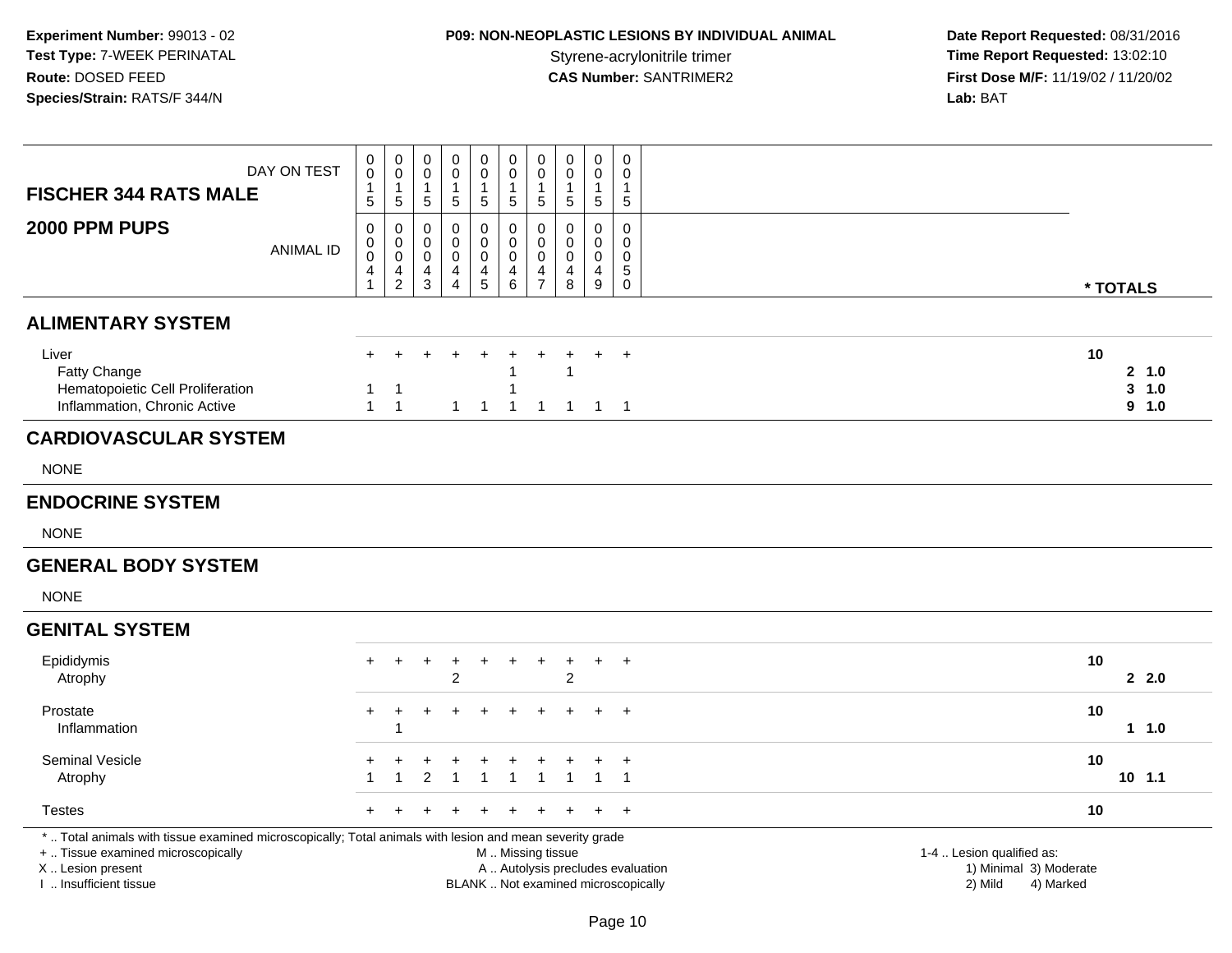**Experiment Number:** 99013 - 02
**Test Type:** 7-WEEK PERINATAL
**Route:** DOSED FEED
**Species/Strain:** RATS/F 344/N

**P09: NON-NEOPLASTIC LESIONS BY INDIVIDUAL ANIMAL**
Styrene-acrylonitrile trimer
**CAS Number:** SANTRIMER2

**Date Report Requested:** 08/31/2016
**Time Report Requested:** 13:02:10
**First Dose M/F:** 11/19/02 / 11/20/02
**Lab:** BAT

| FISCHER 344 RATS MALE / 2000 PPM PUPS | | | | | | | | | | | |
|---|---|---|---|---|---|---|---|---|---|---|---|
| DAY ON TEST | 0015 | 0015 | 0015 | 0015 | 0015 | 0015 | 0015 | 0015 | 0015 | 0015 | |
| ANIMAL ID | 00041 | 00042 | 00043 | 00044 | 00045 | 00046 | 00047 | 00048 | 00049 | 00050 | * TOTALS |
| **ALIMENTARY SYSTEM** | | | | | | | | | | | |
| Liver | + | + | + | + | + | + | + | + | + | + | 10 |
| Fatty Change | | | | | | 1 | | 1 | | | 2 1.0 |
| Hematopoietic Cell Proliferation | 1 | 1 | | | | 1 | | | | | 3 1.0 |
| Inflammation, Chronic Active | 1 | 1 | | 1 | 1 | 1 | 1 | 1 | 1 | 1 | 9 1.0 |
| **CARDIOVASCULAR SYSTEM** | | | | | | | | | | | |
| NONE | | | | | | | | | | | |
| **ENDOCRINE SYSTEM** | | | | | | | | | | | |
| NONE | | | | | | | | | | | |
| **GENERAL BODY SYSTEM** | | | | | | | | | | | |
| NONE | | | | | | | | | | | |
| **GENITAL SYSTEM** | | | | | | | | | | | |
| Epididymis | + | + | + | + | + | + | + | + | + | + | 10 |
| Atrophy | | | | 2 | | | | 2 | | | 2 2.0 |
| Prostate | + | + | + | + | + | + | + | + | + | + | 10 |
| Inflammation | | 1 | | | | | | | | | 1 1.0 |
| Seminal Vesicle | + | + | + | + | + | + | + | + | + | + | 10 |
| Atrophy | 1 | 1 | 2 | 1 | 1 | 1 | 1 | 1 | 1 | 1 | 10 1.1 |
| Testes | + | + | + | + | + | + | + | + | + | + | 10 |

* .. Total animals with tissue examined microscopically; Total animals with lesion and mean severity grade
+ .. Tissue examined microscopically
X .. Lesion present
I .. Insufficient tissue

M .. Missing tissue
A .. Autolysis precludes evaluation
BLANK .. Not examined microscopically

1-4 .. Lesion qualified as:
1) Minimal 3) Moderate
2) Mild 4) Marked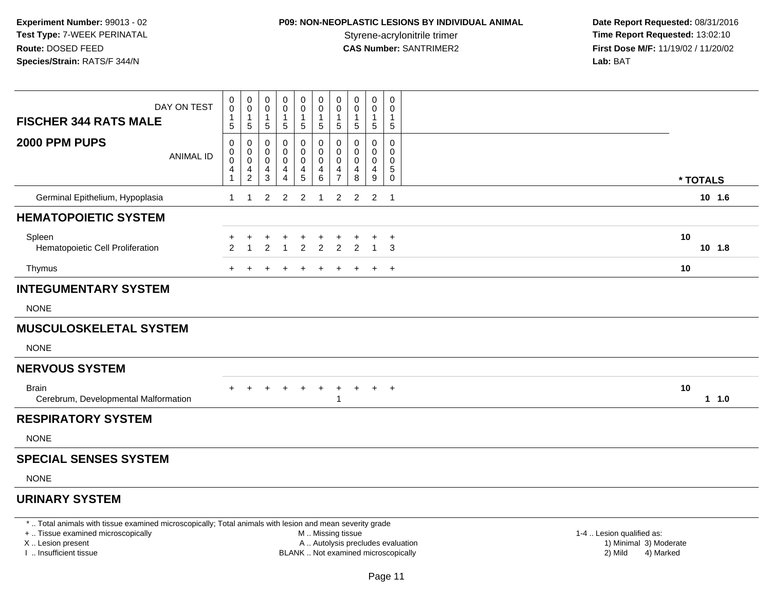**Experiment Number:** 99013 - 02
**Test Type:** 7-WEEK PERINATAL
**Route:** DOSED FEED
**Species/Strain:** RATS/F 344/N

**P09: NON-NEOPLASTIC LESIONS BY INDIVIDUAL ANIMAL**
Styrene-acrylonitrile trimer
**CAS Number:** SANTRIMER2

**Date Report Requested:** 08/31/2016
**Time Report Requested:** 13:02:10
**First Dose M/F:** 11/19/02 / 11/20/02
**Lab:** BAT

| FISCHER 344 RATS MALE — DAY ON TEST | 0015 | 0015 | 0015 | 0015 | 0015 | 0015 | 0015 | 0015 | 0015 | 0015 | |
|---|---|---|---|---|---|---|---|---|---|---|---|
| **2000 PPM PUPS** — ANIMAL ID | 00041 | 00042 | 00043 | 00044 | 00045 | 00046 | 00047 | 00048 | 00049 | 00050 | *** TOTALS** |
| Germinal Epithelium, Hypoplasia | 1 | 1 | 2 | 2 | 2 | 1 | 2 | 2 | 2 | 1 | 10 1.6 |
| **HEMATOPOIETIC SYSTEM** | | | | | | | | | | | |
| Spleen | + | + | + | + | + | + | + | + | + | + | 10 |
| Hematopoietic Cell Proliferation | 2 | 1 | 2 | 1 | 2 | 2 | 2 | 2 | 1 | 3 | 10 1.8 |
| Thymus | + | + | + | + | + | + | + | + | + | + | 10 |
| **INTEGUMENTARY SYSTEM** | | | | | | | | | | | |
| NONE | | | | | | | | | | | |
| **MUSCULOSKELETAL SYSTEM** | | | | | | | | | | | |
| NONE | | | | | | | | | | | |
| **NERVOUS SYSTEM** | | | | | | | | | | | |
| Brain | + | + | + | + | + | + | + | + | + | + | 10 |
| Cerebrum, Developmental Malformation | | | | | | | 1 | | | | 1 1.0 |
| **RESPIRATORY SYSTEM** | | | | | | | | | | | |
| NONE | | | | | | | | | | | |
| **SPECIAL SENSES SYSTEM** | | | | | | | | | | | |
| NONE | | | | | | | | | | | |
| **URINARY SYSTEM** | | | | | | | | | | | |

* .. Total animals with tissue examined microscopically; Total animals with lesion and mean severity grade
+ .. Tissue examined microscopically
X .. Lesion present
I .. Insufficient tissue

M .. Missing tissue
A .. Autolysis precludes evaluation
BLANK .. Not examined microscopically

1-4 .. Lesion qualified as:
1) Minimal 3) Moderate
2) Mild 4) Marked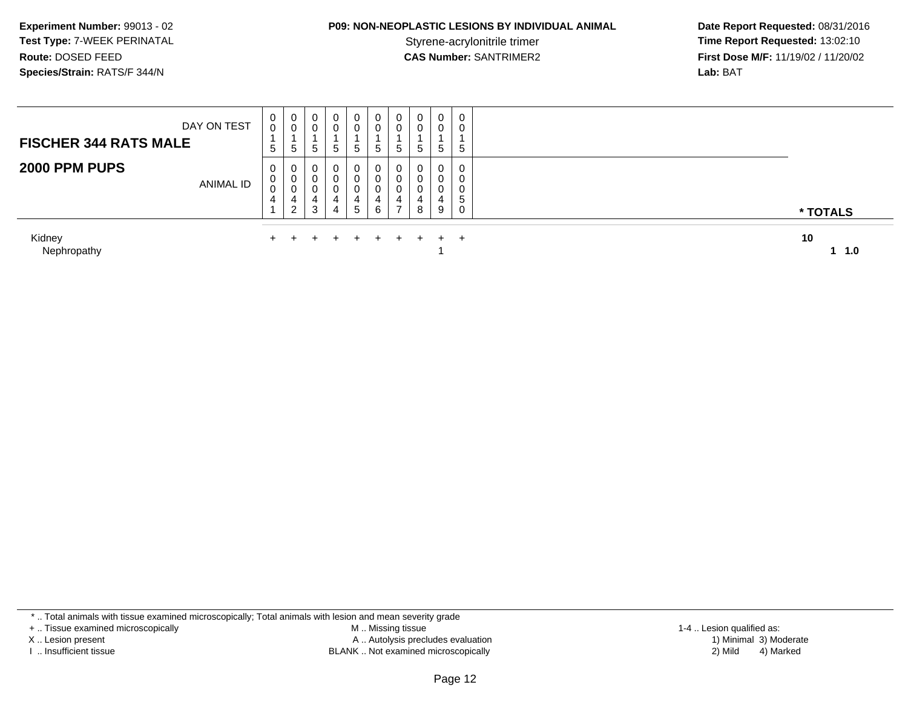**Experiment Number:** 99013 - 02
**Test Type:** 7-WEEK PERINATAL
**Route:** DOSED FEED
**Species/Strain:** RATS/F 344/N

**P09: NON-NEOPLASTIC LESIONS BY INDIVIDUAL ANIMAL**
Styrene-acrylonitrile trimer
**CAS Number:** SANTRIMER2

**Date Report Requested:** 08/31/2016
**Time Report Requested:** 13:02:10
**First Dose M/F:** 11/19/02 / 11/20/02
**Lab:** BAT

| FISCHER 344 RATS MALE / 2000 PPM PUPS | | | | | | | | | | | |
|---|---|---|---|---|---|---|---|---|---|---|---|
| DAY ON TEST | 0015 | 0015 | 0015 | 0015 | 0015 | 0015 | 0015 | 0015 | 0015 | 0015 | |
| ANIMAL ID | 00041 | 00042 | 00043 | 00044 | 00045 | 00046 | 00047 | 00048 | 00049 | 00050 | * TOTALS |
| Kidney | + | + | + | + | + | + | + | + | + | + | 10 |
| Nephropathy | | | | | | | | | 1 | | 1 1.0 |

* .. Total animals with tissue examined microscopically; Total animals with lesion and mean severity grade
+ .. Tissue examined microscopically
X .. Lesion present
I .. Insufficient tissue

M .. Missing tissue
A .. Autolysis precludes evaluation
BLANK .. Not examined microscopically

1-4 .. Lesion qualified as:
1) Minimal 3) Moderate
2) Mild 4) Marked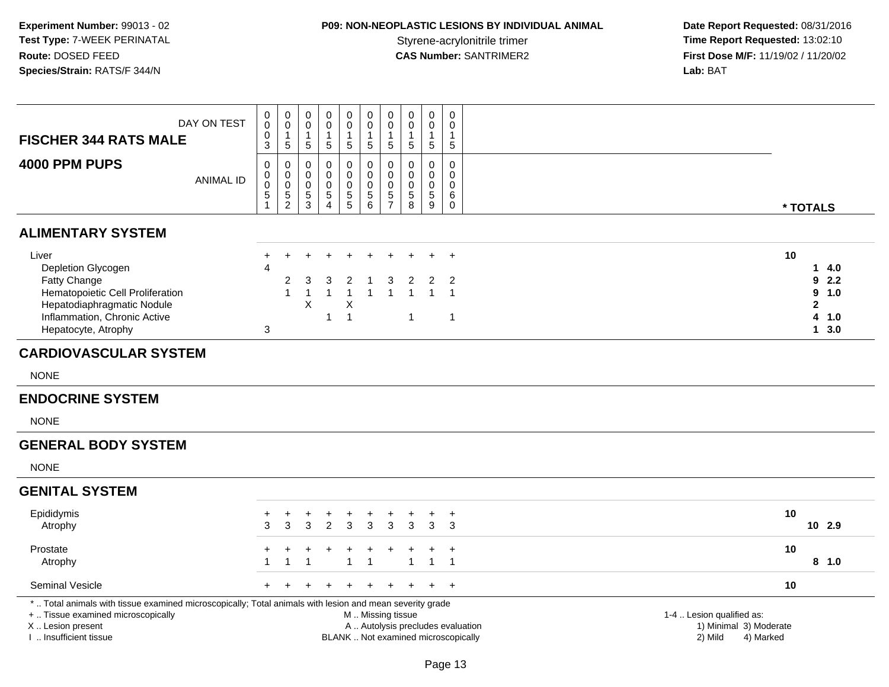**Experiment Number:** 99013 - 02
**Test Type:** 7-WEEK PERINATAL
**Route:** DOSED FEED
**Species/Strain:** RATS/F 344/N

**P09: NON-NEOPLASTIC LESIONS BY INDIVIDUAL ANIMAL**
Styrene-acrylonitrile trimer
**CAS Number:** SANTRIMER2

**Date Report Requested:** 08/31/2016
**Time Report Requested:** 13:02:10
**First Dose M/F:** 11/19/02 / 11/20/02
**Lab:** BAT

| FISCHER 344 RATS MALE — DAY ON TEST | 0003 | 0015 | 0015 | 0015 | 0015 | 0015 | 0015 | 0015 | 0015 | 0015 | |
|---|---|---|---|---|---|---|---|---|---|---|---|
| **4000 PPM PUPS** — ANIMAL ID | 00051 | 00052 | 00053 | 00054 | 00055 | 00056 | 00057 | 00058 | 00059 | 00060 | *** TOTALS** |
| **ALIMENTARY SYSTEM** | | | | | | | | | | | |
| Liver | + | + | + | + | + | + | + | + | + | + | 10 |
| Depletion Glycogen | 4 | | | | | | | | | | 1 4.0 |
| Fatty Change | | 2 | 3 | 3 | 2 | 1 | 3 | 2 | 2 | 2 | 9 2.2 |
| Hematopoietic Cell Proliferation | | 1 | 1 | 1 | 1 | 1 | 1 | 1 | 1 | 1 | 9 1.0 |
| Hepatodiaphragmatic Nodule | | | X | | X | | | | | | 2 |
| Inflammation, Chronic Active | | | | 1 | 1 | | | 1 | | 1 | 4 1.0 |
| Hepatocyte, Atrophy | 3 | | | | | | | | | | 1 3.0 |
| **CARDIOVASCULAR SYSTEM** | | | | | | | | | | | |
| NONE | | | | | | | | | | | |
| **ENDOCRINE SYSTEM** | | | | | | | | | | | |
| NONE | | | | | | | | | | | |
| **GENERAL BODY SYSTEM** | | | | | | | | | | | |
| NONE | | | | | | | | | | | |
| **GENITAL SYSTEM** | | | | | | | | | | | |
| Epididymis | + | + | + | + | + | + | + | + | + | + | 10 |
| Atrophy | 3 | 3 | 3 | 2 | 3 | 3 | 3 | 3 | 3 | 3 | 10 2.9 |
| Prostate | + | + | + | + | + | + | + | + | + | + | 10 |
| Atrophy | 1 | 1 | 1 | | 1 | 1 | | 1 | 1 | 1 | 8 1.0 |
| Seminal Vesicle | + | + | + | + | + | + | + | + | + | + | 10 |

\* .. Total animals with tissue examined microscopically; Total animals with lesion and mean severity grade
\+ .. Tissue examined microscopically
X .. Lesion present
I .. Insufficient tissue

M .. Missing tissue
A .. Autolysis precludes evaluation
BLANK .. Not examined microscopically

1-4 .. Lesion qualified as:
1) Minimal 3) Moderate
2) Mild 4) Marked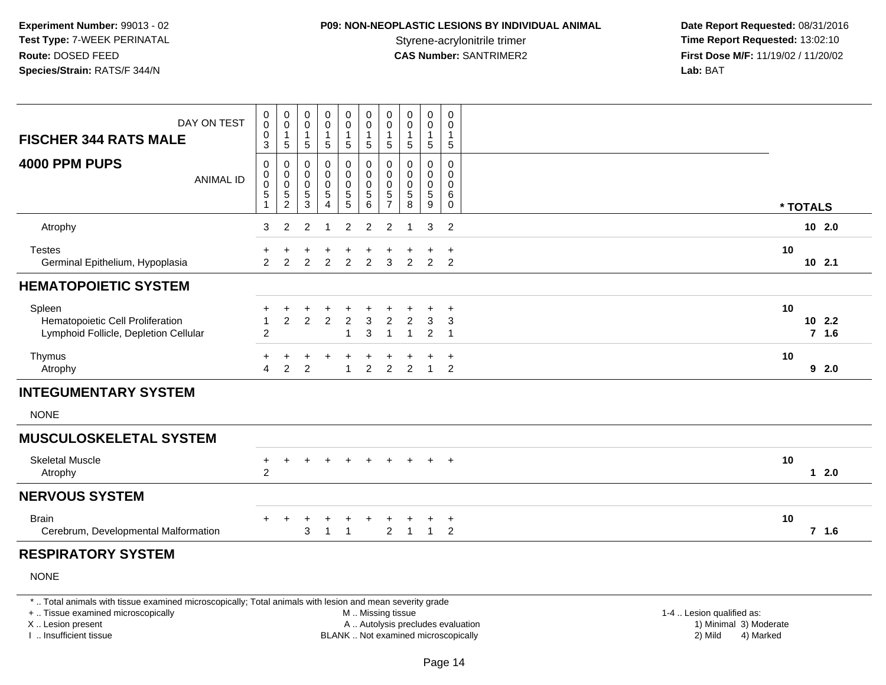**Experiment Number:** 99013 - 02
**Test Type:** 7-WEEK PERINATAL
**Route:** DOSED FEED
**Species/Strain:** RATS/F 344/N

**P09: NON-NEOPLASTIC LESIONS BY INDIVIDUAL ANIMAL**
Styrene-acrylonitrile trimer
**CAS Number:** SANTRIMER2

**Date Report Requested:** 08/31/2016
**Time Report Requested:** 13:02:10
**First Dose M/F:** 11/19/02 / 11/20/02
**Lab:** BAT

| FISCHER 344 RATS MALE — DAY ON TEST | 0003 | 0015 | 0015 | 0015 | 0015 | 0015 | 0015 | 0015 | 0015 | 0015 | * TOTALS | |
|---|---|---|---|---|---|---|---|---|---|---|---|---|
| **4000 PPM PUPS** — ANIMAL ID | 00051 | 00052 | 00053 | 00054 | 00055 | 00056 | 00057 | 00058 | 00059 | 00060 | | |
| Atrophy | 3 | 2 | 2 | 1 | 2 | 2 | 2 | 1 | 3 | 2 | | 10 2.0 |
| Testes | + | + | + | + | + | + | + | + | + | + | 10 | |
| Germinal Epithelium, Hypoplasia | 2 | 2 | 2 | 2 | 2 | 2 | 3 | 2 | 2 | 2 | | 10 2.1 |
| **HEMATOPOIETIC SYSTEM** | | | | | | | | | | | | |
| Spleen | + | + | + | + | + | + | + | + | + | + | 10 | |
| Hematopoietic Cell Proliferation | 1 | 2 | 2 | 2 | 2 | 3 | 2 | 2 | 3 | 3 | | 10 2.2 |
| Lymphoid Follicle, Depletion Cellular | 2 | | | | 1 | 3 | 1 | 1 | 2 | 1 | | 7 1.6 |
| Thymus | + | + | + | + | + | + | + | + | + | + | 10 | |
| Atrophy | 4 | 2 | 2 | | 1 | 2 | 2 | 2 | 1 | 2 | | 9 2.0 |
| **INTEGUMENTARY SYSTEM** | | | | | | | | | | | | |
| NONE | | | | | | | | | | | | |
| **MUSCULOSKELETAL SYSTEM** | | | | | | | | | | | | |
| Skeletal Muscle | + | + | + | + | + | + | + | + | + | + | 10 | |
| Atrophy | 2 | | | | | | | | | | | 1 2.0 |
| **NERVOUS SYSTEM** | | | | | | | | | | | | |
| Brain | + | + | + | + | + | + | + | + | + | + | 10 | |
| Cerebrum, Developmental Malformation | | | 3 | 1 | 1 | | 2 | 1 | 1 | 2 | | 7 1.6 |
| **RESPIRATORY SYSTEM** | | | | | | | | | | | | |
| NONE | | | | | | | | | | | | |

\* .. Total animals with tissue examined microscopically; Total animals with lesion and mean severity grade
\+ .. Tissue examined microscopically
X .. Lesion present
I .. Insufficient tissue
M .. Missing tissue
A .. Autolysis precludes evaluation
BLANK .. Not examined microscopically
1-4 .. Lesion qualified as: 1) Minimal 2) Mild 3) Moderate 4) Marked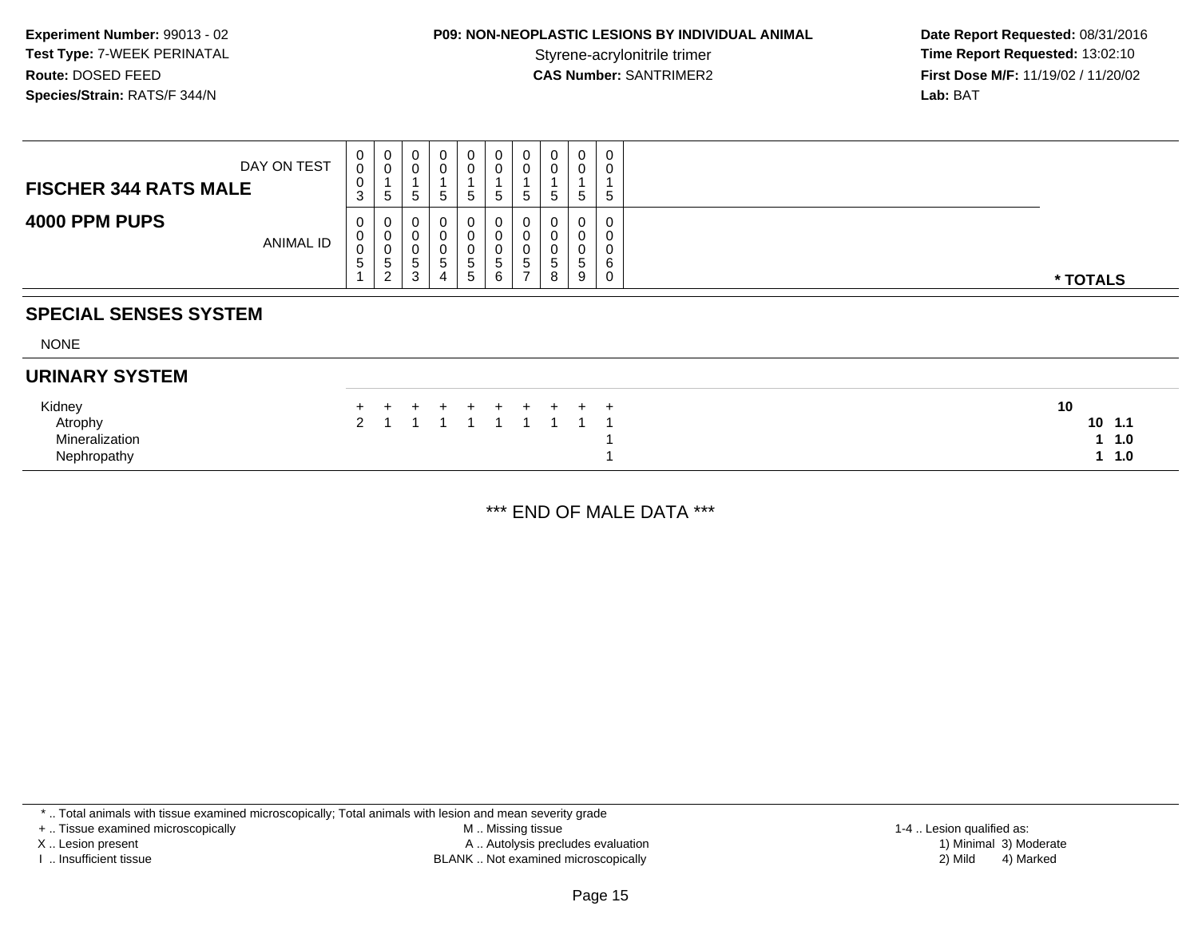**Experiment Number:** 99013 - 02
**Test Type:** 7-WEEK PERINATAL
**Route:** DOSED FEED
**Species/Strain:** RATS/F 344/N

**P09: NON-NEOPLASTIC LESIONS BY INDIVIDUAL ANIMAL**
Styrene-acrylonitrile trimer
**CAS Number:** SANTRIMER2

**Date Report Requested:** 08/31/2016
**Time Report Requested:** 13:02:10
**First Dose M/F:** 11/19/02 / 11/20/02
**Lab:** BAT

| FISCHER 344 RATS MALE — DAY ON TEST | 0003 | 0015 | 0015 | 0015 | 0015 | 0015 | 0015 | 0015 | 0015 | 0015 | |
|---|---|---|---|---|---|---|---|---|---|---|---|
| **4000 PPM PUPS** — ANIMAL ID | 00051 | 00052 | 00053 | 00054 | 00055 | 00056 | 00057 | 00058 | 00059 | 00060 | *** TOTALS** |
| **SPECIAL SENSES SYSTEM** | | | | | | | | | | | |
| NONE | | | | | | | | | | | |
| **URINARY SYSTEM** | | | | | | | | | | | |
| Kidney | + | + | + | + | + | + | + | + | + | + | **10** |
| Atrophy | 2 | 1 | 1 | 1 | 1 | 1 | 1 | 1 | 1 | 1 | **10 1.1** |
| Mineralization | | | | | | | | | | 1 | **1 1.0** |
| Nephropathy | | | | | | | | | | 1 | **1 1.0** |

*** END OF MALE DATA ***

* .. Total animals with tissue examined microscopically; Total animals with lesion and mean severity grade
+ .. Tissue examined microscopically
X .. Lesion present
I .. Insufficient tissue

M .. Missing tissue
A .. Autolysis precludes evaluation
BLANK .. Not examined microscopically

1-4 .. Lesion qualified as:
1) Minimal 3) Moderate
2) Mild 4) Marked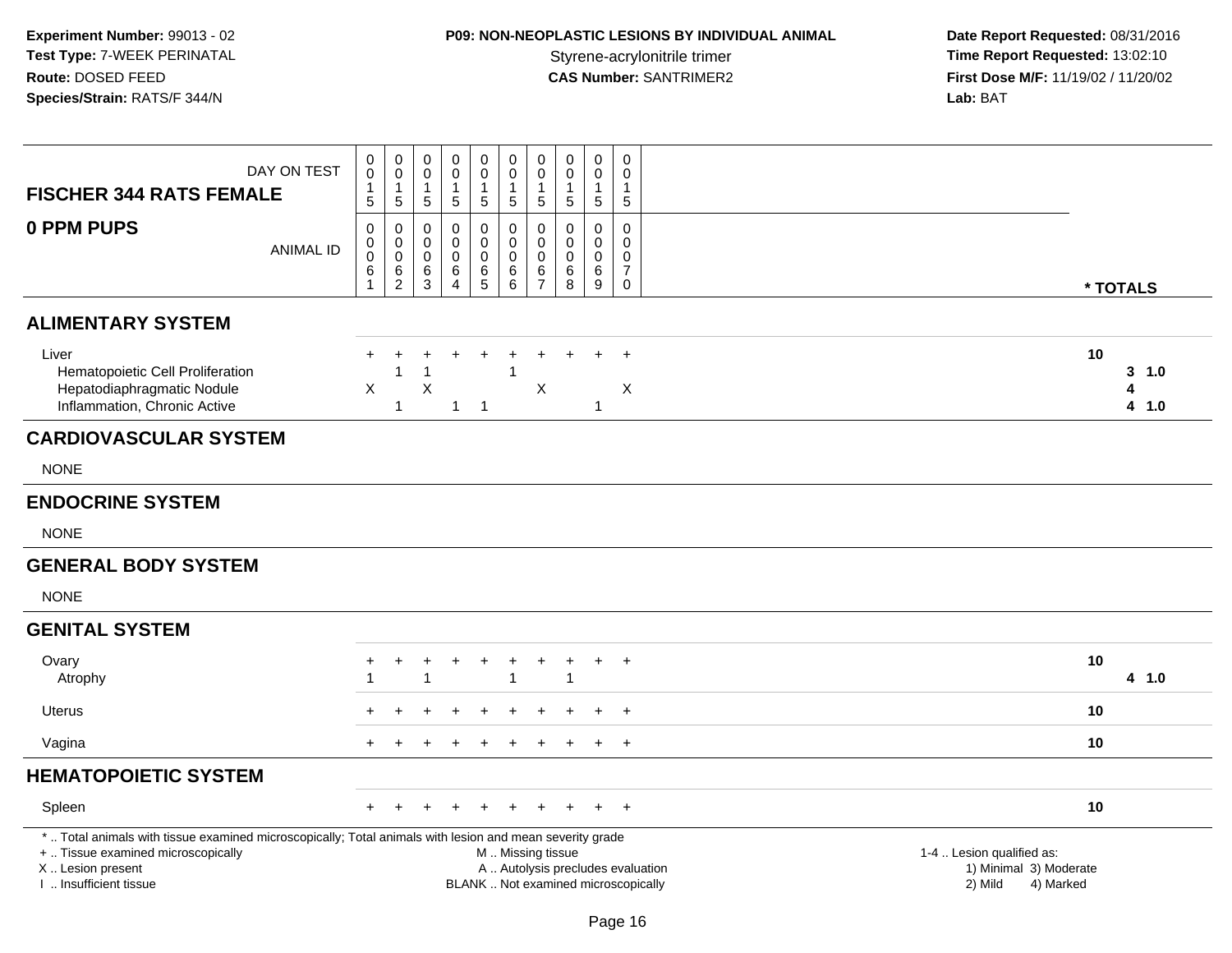**Experiment Number:** 99013 - 02
**Test Type:** 7-WEEK PERINATAL
**Route:** DOSED FEED
**Species/Strain:** RATS/F 344/N

**P09: NON-NEOPLASTIC LESIONS BY INDIVIDUAL ANIMAL**
Styrene-acrylonitrile trimer
**CAS Number:** SANTRIMER2

**Date Report Requested:** 08/31/2016
**Time Report Requested:** 13:02:10
**First Dose M/F:** 11/19/02 / 11/20/02
**Lab:** BAT

| FISCHER 344 RATS FEMALE / 0 PPM PUPS | | | | | | | | | | | |
|---|---|---|---|---|---|---|---|---|---|---|---|
| DAY ON TEST | 0015 | 0015 | 0015 | 0015 | 0015 | 0015 | 0015 | 0015 | 0015 | 0015 | |
| ANIMAL ID | 00061 | 00062 | 00063 | 00064 | 00065 | 00066 | 00067 | 00068 | 00069 | 00070 | * TOTALS |
| **ALIMENTARY SYSTEM** | | | | | | | | | | | |
| Liver | + | + | + | + | + | + | + | + | + | + | 10 |
| Hematopoietic Cell Proliferation | | 1 | 1 | | | 1 | | | | | 3 1.0 |
| Hepatodiaphragmatic Nodule | X | | X | | | | X | | | X | 4 |
| Inflammation, Chronic Active | | 1 | | 1 | 1 | | | | 1 | | 4 1.0 |
| **CARDIOVASCULAR SYSTEM** | | | | | | | | | | | |
| NONE | | | | | | | | | | | |
| **ENDOCRINE SYSTEM** | | | | | | | | | | | |
| NONE | | | | | | | | | | | |
| **GENERAL BODY SYSTEM** | | | | | | | | | | | |
| NONE | | | | | | | | | | | |
| **GENITAL SYSTEM** | | | | | | | | | | | |
| Ovary | + | + | + | + | + | + | + | + | + | + | 10 |
| Atrophy | 1 | | 1 | | | 1 | | 1 | | | 4 1.0 |
| Uterus | + | + | + | + | + | + | + | + | + | + | 10 |
| Vagina | + | + | + | + | + | + | + | + | + | + | 10 |
| **HEMATOPOIETIC SYSTEM** | | | | | | | | | | | |
| Spleen | + | + | + | + | + | + | + | + | + | + | 10 |

* .. Total animals with tissue examined microscopically; Total animals with lesion and mean severity grade
+ .. Tissue examined microscopically
X .. Lesion present
I .. Insufficient tissue

M .. Missing tissue
A .. Autolysis precludes evaluation
BLANK .. Not examined microscopically

1-4 .. Lesion qualified as:
1) Minimal 2) Mild 3) Moderate 4) Marked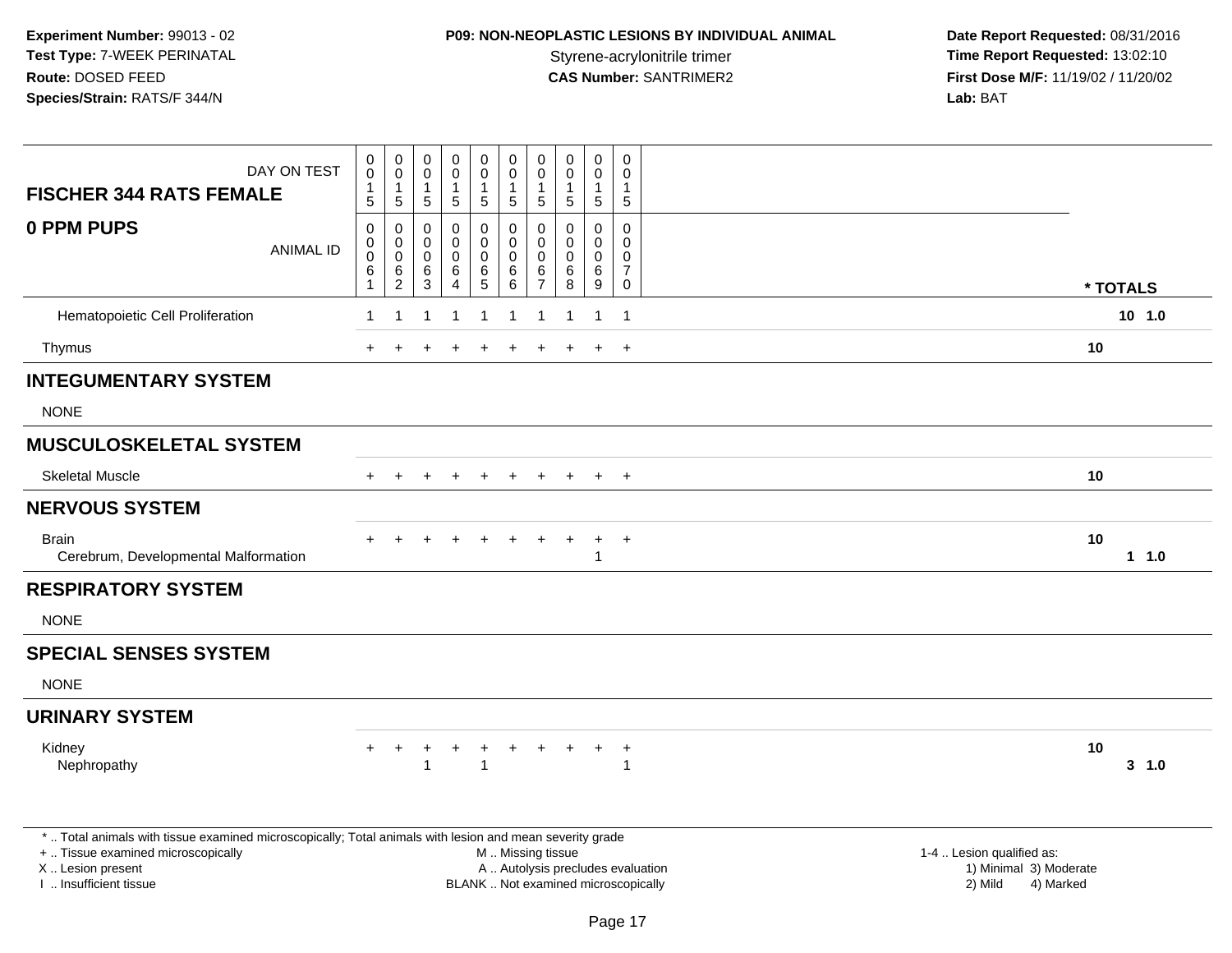**Experiment Number:** 99013 - 02
**Test Type:** 7-WEEK PERINATAL
**Route:** DOSED FEED
**Species/Strain:** RATS/F 344/N

**P09: NON-NEOPLASTIC LESIONS BY INDIVIDUAL ANIMAL**
Styrene-acrylonitrile trimer
**CAS Number:** SANTRIMER2

**Date Report Requested:** 08/31/2016
**Time Report Requested:** 13:02:10
**First Dose M/F:** 11/19/02 / 11/20/02
**Lab:** BAT

| DAY ON TEST | 0015 | 0015 | 0015 | 0015 | 0015 | 0015 | 0015 | 0015 | 0015 | 0015 | |
|---|---|---|---|---|---|---|---|---|---|---|---|
| **FISCHER 344 RATS FEMALE** | | | | | | | | | | | |
| **0 PPM PUPS** ANIMAL ID | 00061 | 00062 | 00063 | 00064 | 00065 | 00066 | 00067 | 00068 | 00069 | 00070 | *** TOTALS** |
| Hematopoietic Cell Proliferation | 1 | 1 | 1 | 1 | 1 | 1 | 1 | 1 | 1 | 1 | **10 1.0** |
| Thymus | + | + | + | + | + | + | + | + | + | + | **10** |
| **INTEGUMENTARY SYSTEM** | | | | | | | | | | | |
| NONE | | | | | | | | | | | |
| **MUSCULOSKELETAL SYSTEM** | | | | | | | | | | | |
| Skeletal Muscle | + | + | + | + | + | + | + | + | + | + | **10** |
| **NERVOUS SYSTEM** | | | | | | | | | | | |
| Brain | + | + | + | + | + | + | + | + | + | + | **10** |
| Cerebrum, Developmental Malformation | | | | | | | | | 1 | | **1 1.0** |
| **RESPIRATORY SYSTEM** | | | | | | | | | | | |
| NONE | | | | | | | | | | | |
| **SPECIAL SENSES SYSTEM** | | | | | | | | | | | |
| NONE | | | | | | | | | | | |
| **URINARY SYSTEM** | | | | | | | | | | | |
| Kidney | + | + | + | + | + | + | + | + | + | + | **10** |
| Nephropathy | | | 1 | | 1 | | | | | 1 | **3 1.0** |

\* .. Total animals with tissue examined microscopically; Total animals with lesion and mean severity grade
+ .. Tissue examined microscopically
X .. Lesion present
I .. Insufficient tissue

M .. Missing tissue
A .. Autolysis precludes evaluation
BLANK .. Not examined microscopically

1-4 .. Lesion qualified as:
1) Minimal 3) Moderate
2) Mild 4) Marked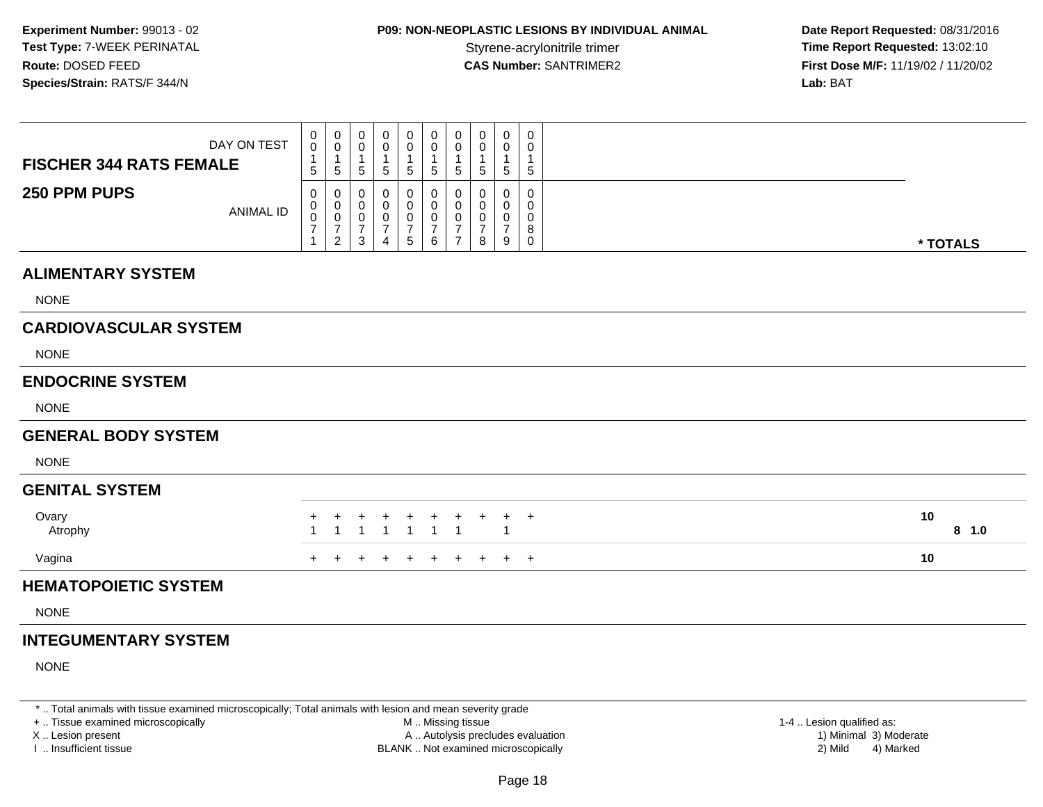**Experiment Number:** 99013 - 02
**Test Type:** 7-WEEK PERINATAL
**Route:** DOSED FEED
**Species/Strain:** RATS/F 344/N

**P09: NON-NEOPLASTIC LESIONS BY INDIVIDUAL ANIMAL**
Styrene-acrylonitrile trimer
**CAS Number:** SANTRIMER2

**Date Report Requested:** 08/31/2016
**Time Report Requested:** 13:02:10
**First Dose M/F:** 11/19/02 / 11/20/02
**Lab:** BAT

| FISCHER 344 RATS FEMALE / 250 PPM PUPS | | | | | | | | | | | |
|---|---|---|---|---|---|---|---|---|---|---|---|
| DAY ON TEST | 0015 | 0015 | 0015 | 0015 | 0015 | 0015 | 0015 | 0015 | 0015 | 0015 | |
| ANIMAL ID | 00071 | 00072 | 00073 | 00074 | 00075 | 00076 | 00077 | 00078 | 00079 | 00080 | * TOTALS |
| **ALIMENTARY SYSTEM** | | | | | | | | | | | |
| NONE | | | | | | | | | | | |
| **CARDIOVASCULAR SYSTEM** | | | | | | | | | | | |
| NONE | | | | | | | | | | | |
| **ENDOCRINE SYSTEM** | | | | | | | | | | | |
| NONE | | | | | | | | | | | |
| **GENERAL BODY SYSTEM** | | | | | | | | | | | |
| NONE | | | | | | | | | | | |
| **GENITAL SYSTEM** | | | | | | | | | | | |
| Ovary | + | + | + | + | + | + | + | + | + | + | 10 |
| Atrophy | 1 | 1 | 1 | 1 | 1 | 1 | 1 | | 1 | | 8 1.0 |
| Vagina | + | + | + | + | + | + | + | + | + | + | 10 |
| **HEMATOPOIETIC SYSTEM** | | | | | | | | | | | |
| NONE | | | | | | | | | | | |
| **INTEGUMENTARY SYSTEM** | | | | | | | | | | | |
| NONE | | | | | | | | | | | |

\* .. Total animals with tissue examined microscopically; Total animals with lesion and mean severity grade
+ .. Tissue examined microscopically
X .. Lesion present
I .. Insufficient tissue
M .. Missing tissue
A .. Autolysis precludes evaluation
BLANK .. Not examined microscopically
1-4 .. Lesion qualified as: 1) Minimal 2) Mild 3) Moderate 4) Marked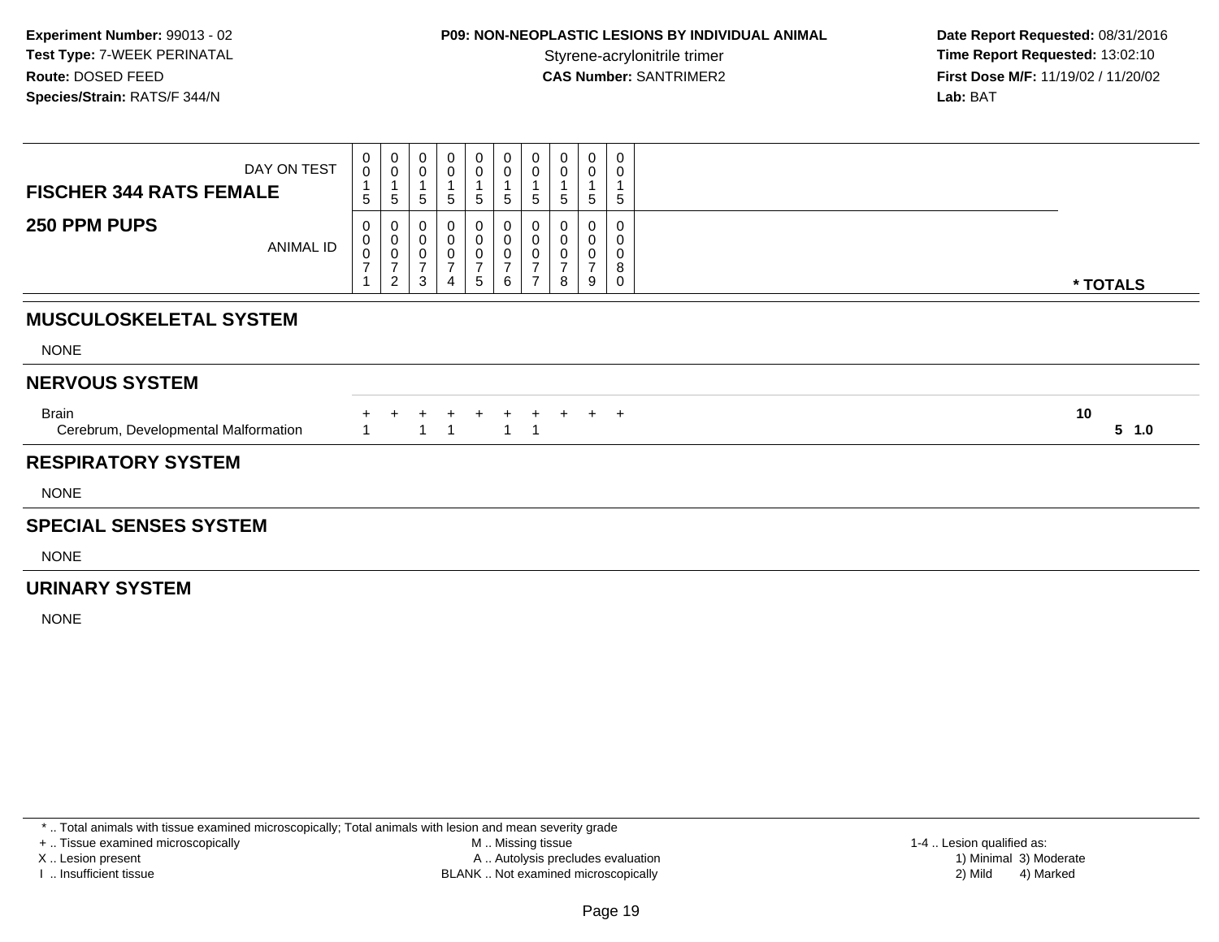**Experiment Number:** 99013 - 02
**Test Type:** 7-WEEK PERINATAL
**Route:** DOSED FEED
**Species/Strain:** RATS/F 344/N

**P09: NON-NEOPLASTIC LESIONS BY INDIVIDUAL ANIMAL**
Styrene-acrylonitrile trimer
**CAS Number:** SANTRIMER2

**Date Report Requested:** 08/31/2016
**Time Report Requested:** 13:02:10
**First Dose M/F:** 11/19/02 / 11/20/02
**Lab:** BAT

| FISCHER 344 RATS FEMALE — DAY ON TEST | 0015 | 0015 | 0015 | 0015 | 0015 | 0015 | 0015 | 0015 | 0015 | 0015 | |
|---|---|---|---|---|---|---|---|---|---|---|---|
| **250 PPM PUPS** — ANIMAL ID | 00071 | 00072 | 00073 | 00074 | 00075 | 00076 | 00077 | 00078 | 00079 | 00080 | *** TOTALS** |
| **MUSCULOSKELETAL SYSTEM** | | | | | | | | | | | |
| NONE | | | | | | | | | | | |
| **NERVOUS SYSTEM** | | | | | | | | | | | |
| Brain | + | + | + | + | + | + | + | + | + | + | 10 |
| Cerebrum, Developmental Malformation | 1 | | 1 | 1 | | 1 | 1 | | | | 5 1.0 |
| **RESPIRATORY SYSTEM** | | | | | | | | | | | |
| NONE | | | | | | | | | | | |
| **SPECIAL SENSES SYSTEM** | | | | | | | | | | | |
| NONE | | | | | | | | | | | |
| **URINARY SYSTEM** | | | | | | | | | | | |
| NONE | | | | | | | | | | | |

* .. Total animals with tissue examined microscopically; Total animals with lesion and mean severity grade
+ .. Tissue examined microscopically
X .. Lesion present
I .. Insufficient tissue
M .. Missing tissue
A .. Autolysis precludes evaluation
BLANK .. Not examined microscopically
1-4 .. Lesion qualified as:
1) Minimal 2) Mild 3) Moderate 4) Marked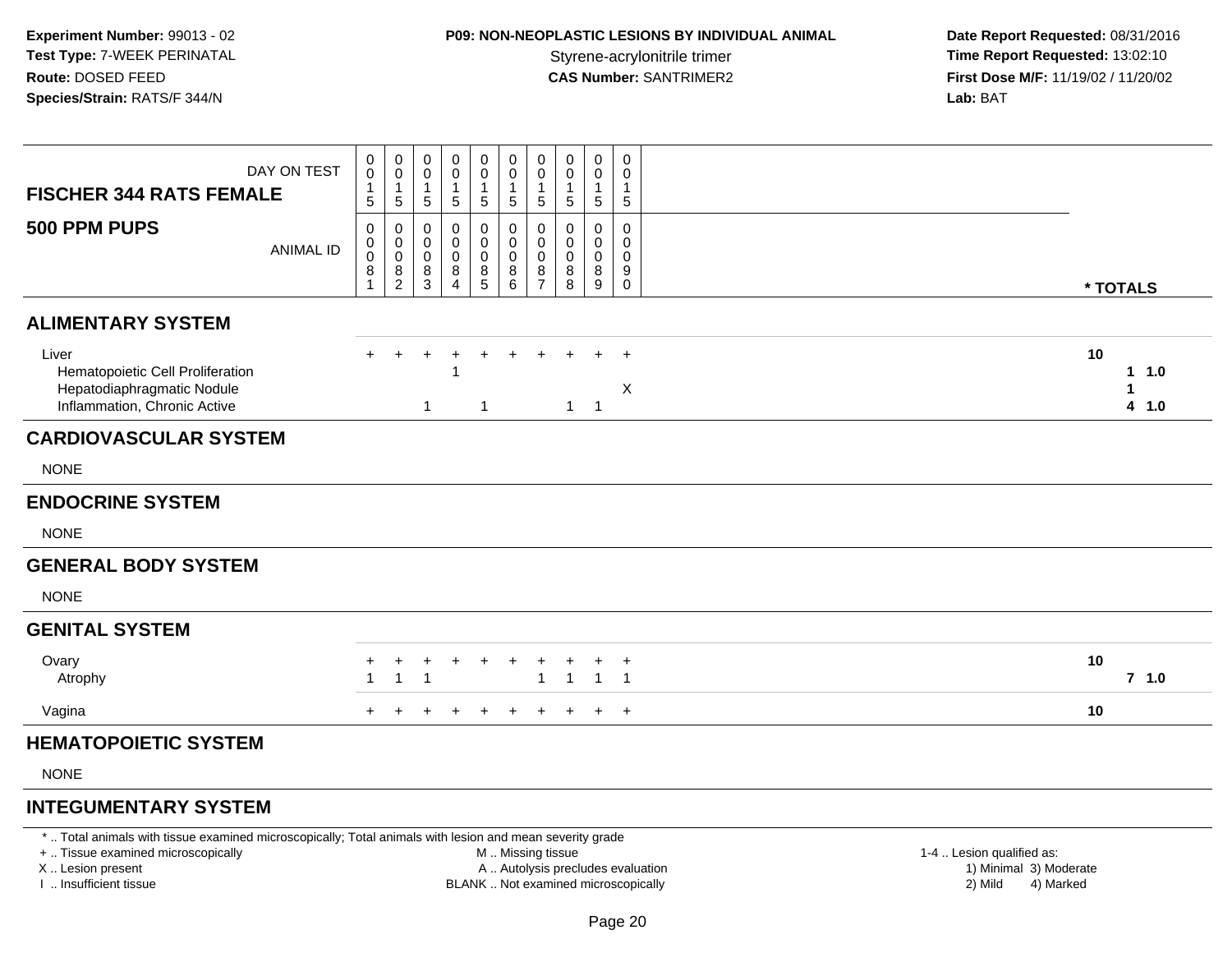**Experiment Number:** 99013 - 02
**Test Type:** 7-WEEK PERINATAL
**Route:** DOSED FEED
**Species/Strain:** RATS/F 344/N

**P09: NON-NEOPLASTIC LESIONS BY INDIVIDUAL ANIMAL**
Styrene-acrylonitrile trimer
**CAS Number:** SANTRIMER2

**Date Report Requested:** 08/31/2016
**Time Report Requested:** 13:02:10
**First Dose M/F:** 11/19/02 / 11/20/02
**Lab:** BAT

| **FISCHER 344 RATS FEMALE** DAY ON TEST | 0015 | 0015 | 0015 | 0015 | 0015 | 0015 | 0015 | 0015 | 0015 | 0015 | |
|---|---|---|---|---|---|---|---|---|---|---|---|
| **500 PPM PUPS** ANIMAL ID | 00081 | 00082 | 00083 | 00084 | 00085 | 00086 | 00087 | 00088 | 00089 | 00090 | **\* TOTALS** |
| **ALIMENTARY SYSTEM** | | | | | | | | | | | |
| Liver | + | + | + | + | + | + | + | + | + | + | **10** |
| Hematopoietic Cell Proliferation | | | | 1 | | | | | | | **1 1.0** |
| Hepatodiaphragmatic Nodule | | | | | | | | | | X | **1** |
| Inflammation, Chronic Active | | | 1 | | 1 | | | 1 | 1 | | **4 1.0** |
| **CARDIOVASCULAR SYSTEM** | | | | | | | | | | | |
| NONE | | | | | | | | | | | |
| **ENDOCRINE SYSTEM** | | | | | | | | | | | |
| NONE | | | | | | | | | | | |
| **GENERAL BODY SYSTEM** | | | | | | | | | | | |
| NONE | | | | | | | | | | | |
| **GENITAL SYSTEM** | | | | | | | | | | | |
| Ovary | + | + | + | + | + | + | + | + | + | + | **10** |
| Atrophy | 1 | 1 | 1 | | | | 1 | 1 | 1 | 1 | **7 1.0** |
| Vagina | + | + | + | + | + | + | + | + | + | + | **10** |
| **HEMATOPOIETIC SYSTEM** | | | | | | | | | | | |
| NONE | | | | | | | | | | | |
| **INTEGUMENTARY SYSTEM** | | | | | | | | | | | |

\* .. Total animals with tissue examined microscopically; Total animals with lesion and mean severity grade
+ .. Tissue examined microscopically
X .. Lesion present
I .. Insufficient tissue

M .. Missing tissue
A .. Autolysis precludes evaluation
BLANK .. Not examined microscopically

1-4 .. Lesion qualified as:
1) Minimal 3) Moderate
2) Mild 4) Marked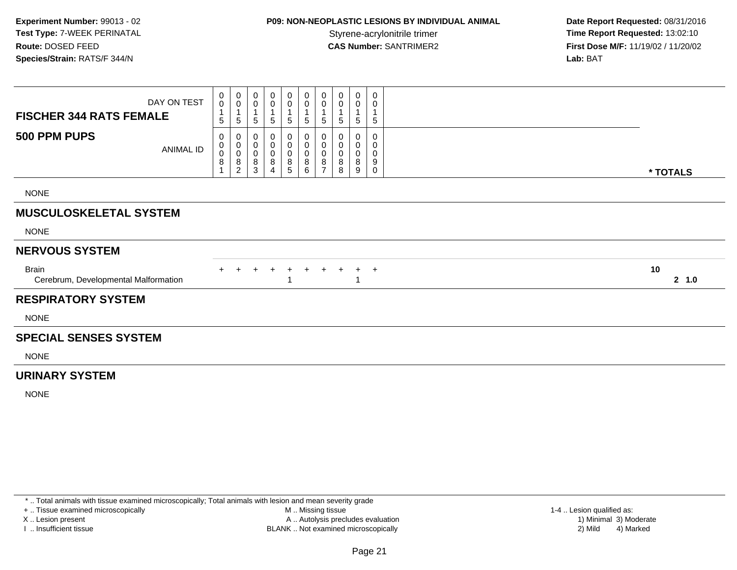**Experiment Number:** 99013 - 02
**Test Type:** 7-WEEK PERINATAL
**Route:** DOSED FEED
**Species/Strain:** RATS/F 344/N

**P09: NON-NEOPLASTIC LESIONS BY INDIVIDUAL ANIMAL**
Styrene-acrylonitrile trimer
**CAS Number:** SANTRIMER2

**Date Report Requested:** 08/31/2016
**Time Report Requested:** 13:02:10
**First Dose M/F:** 11/19/02 / 11/20/02
**Lab:** BAT

| **FISCHER 344 RATS FEMALE** DAY ON TEST | 0015 | 0015 | 0015 | 0015 | 0015 | 0015 | 0015 | 0015 | 0015 | 0015 | |
|---|---|---|---|---|---|---|---|---|---|---|---|
| **500 PPM PUPS** ANIMAL ID | 00081 | 00082 | 00083 | 00084 | 00085 | 00086 | 00087 | 00088 | 00089 | 00090 | *** TOTALS** |
| NONE | | | | | | | | | | | |
| **MUSCULOSKELETAL SYSTEM** | | | | | | | | | | | |
| NONE | | | | | | | | | | | |
| **NERVOUS SYSTEM** | | | | | | | | | | | |
| Brain | + | + | + | + | + | + | + | + | + | + | 10 |
| Cerebrum, Developmental Malformation | | | | | 1 | | | | 1 | | 2 1.0 |
| **RESPIRATORY SYSTEM** | | | | | | | | | | | |
| NONE | | | | | | | | | | | |
| **SPECIAL SENSES SYSTEM** | | | | | | | | | | | |
| NONE | | | | | | | | | | | |
| **URINARY SYSTEM** | | | | | | | | | | | |
| NONE | | | | | | | | | | | |

* .. Total animals with tissue examined microscopically; Total animals with lesion and mean severity grade
+ .. Tissue examined microscopically
X .. Lesion present
I .. Insufficient tissue
M .. Missing tissue
A .. Autolysis precludes evaluation
BLANK .. Not examined microscopically
1-4 .. Lesion qualified as:
1) Minimal 3) Moderate
2) Mild 4) Marked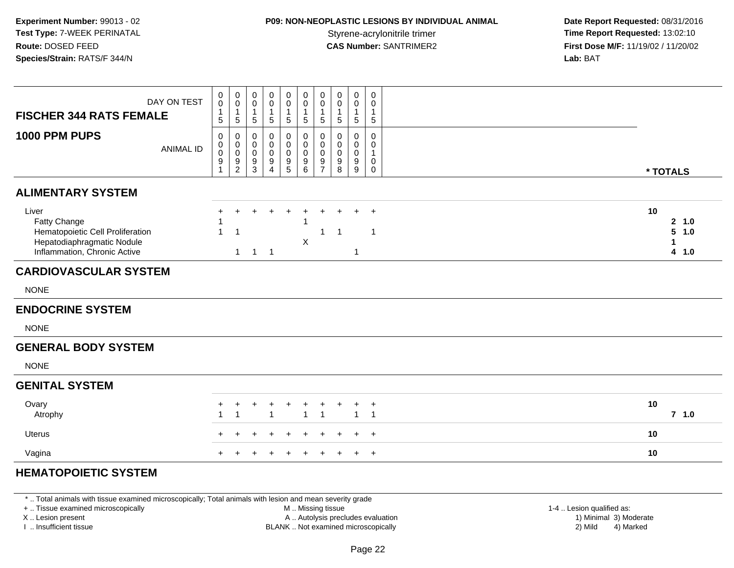**Experiment Number:** 99013 - 02
**Test Type:** 7-WEEK PERINATAL
**Route:** DOSED FEED
**Species/Strain:** RATS/F 344/N

**P09: NON-NEOPLASTIC LESIONS BY INDIVIDUAL ANIMAL**
Styrene-acrylonitrile trimer
**CAS Number:** SANTRIMER2

**Date Report Requested:** 08/31/2016
**Time Report Requested:** 13:02:10
**First Dose M/F:** 11/19/02 / 11/20/02
**Lab:** BAT

| FISCHER 344 RATS FEMALE — DAY ON TEST | 0015 | 0015 | 0015 | 0015 | 0015 | 0015 | 0015 | 0015 | 0015 | 0015 | |
|---|---|---|---|---|---|---|---|---|---|---|---|
| **1000 PPM PUPS** — ANIMAL ID | 00091 | 00092 | 00093 | 00094 | 00095 | 00096 | 00097 | 00098 | 00099 | 00100 | * TOTALS |
| **ALIMENTARY SYSTEM** | | | | | | | | | | | |
| Liver | + | + | + | + | + | + | + | + | + | + | 10 |
| Fatty Change | 1 | | | | | 1 | | | | | 2 1.0 |
| Hematopoietic Cell Proliferation | 1 | 1 | | | | | 1 | 1 | | 1 | 5 1.0 |
| Hepatodiaphragmatic Nodule | | | | | | X | | | | | 1 |
| Inflammation, Chronic Active | | 1 | 1 | 1 | | | | | 1 | | 4 1.0 |
| **CARDIOVASCULAR SYSTEM** | | | | | | | | | | | |
| NONE | | | | | | | | | | | |
| **ENDOCRINE SYSTEM** | | | | | | | | | | | |
| NONE | | | | | | | | | | | |
| **GENERAL BODY SYSTEM** | | | | | | | | | | | |
| NONE | | | | | | | | | | | |
| **GENITAL SYSTEM** | | | | | | | | | | | |
| Ovary | + | + | + | + | + | + | + | + | + | + | 10 |
| Atrophy | 1 | 1 | | 1 | | 1 | 1 | | 1 | 1 | 7 1.0 |
| Uterus | + | + | + | + | + | + | + | + | + | + | 10 |
| Vagina | + | + | + | + | + | + | + | + | + | + | 10 |
| **HEMATOPOIETIC SYSTEM** | | | | | | | | | | | |

* .. Total animals with tissue examined microscopically; Total animals with lesion and mean severity grade
+ .. Tissue examined microscopically
X .. Lesion present
I .. Insufficient tissue
M .. Missing tissue
A .. Autolysis precludes evaluation
BLANK .. Not examined microscopically
1-4 .. Lesion qualified as: 1) Minimal 2) Mild 3) Moderate 4) Marked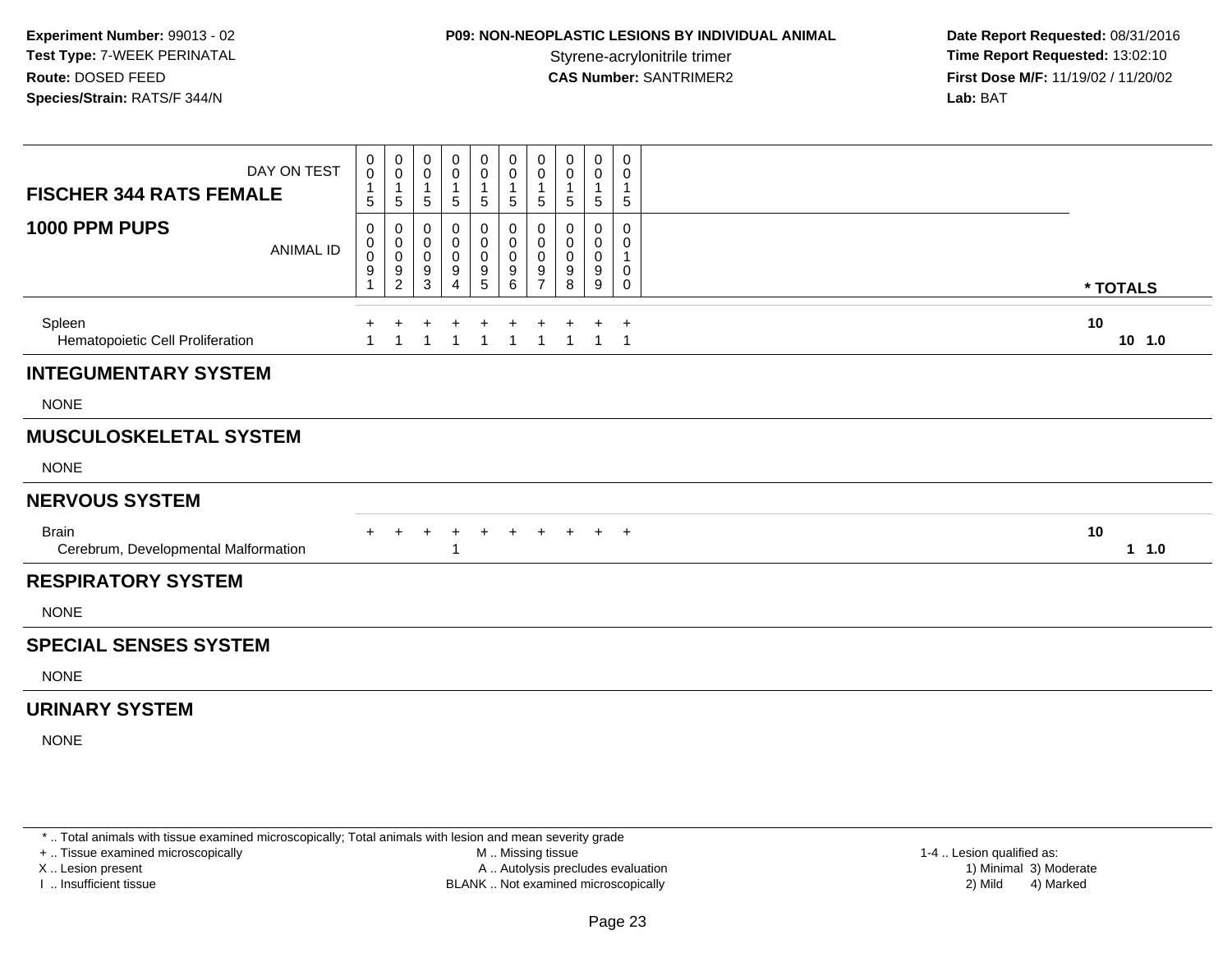**Experiment Number:** 99013 - 02
**Test Type:** 7-WEEK PERINATAL
**Route:** DOSED FEED
**Species/Strain:** RATS/F 344/N

**P09: NON-NEOPLASTIC LESIONS BY INDIVIDUAL ANIMAL**
Styrene-acrylonitrile trimer
**CAS Number:** SANTRIMER2

**Date Report Requested:** 08/31/2016
**Time Report Requested:** 13:02:10
**First Dose M/F:** 11/19/02 / 11/20/02
**Lab:** BAT

| FISCHER 344 RATS FEMALE — DAY ON TEST | 0015 | 0015 | 0015 | 0015 | 0015 | 0015 | 0015 | 0015 | 0015 | 0015 | |
|---|---|---|---|---|---|---|---|---|---|---|---|
| **1000 PPM PUPS** — ANIMAL ID | 00091 | 00092 | 00093 | 00094 | 00095 | 00096 | 00097 | 00098 | 00099 | 00100 | *** TOTALS** |
| Spleen | + | + | + | + | + | + | + | + | + | + | **10** |
| Hematopoietic Cell Proliferation | 1 | 1 | 1 | 1 | 1 | 1 | 1 | 1 | 1 | 1 | **10 1.0** |
| **INTEGUMENTARY SYSTEM** | | | | | | | | | | | |
| NONE | | | | | | | | | | | |
| **MUSCULOSKELETAL SYSTEM** | | | | | | | | | | | |
| NONE | | | | | | | | | | | |
| **NERVOUS SYSTEM** | | | | | | | | | | | |
| Brain | + | + | + | + | + | + | + | + | + | + | **10** |
| Cerebrum, Developmental Malformation | | | | 1 | | | | | | | **1 1.0** |
| **RESPIRATORY SYSTEM** | | | | | | | | | | | |
| NONE | | | | | | | | | | | |
| **SPECIAL SENSES SYSTEM** | | | | | | | | | | | |
| NONE | | | | | | | | | | | |
| **URINARY SYSTEM** | | | | | | | | | | | |
| NONE | | | | | | | | | | | |

\* .. Total animals with tissue examined microscopically; Total animals with lesion and mean severity grade
\+ .. Tissue examined microscopically
X .. Lesion present
I .. Insufficient tissue
M .. Missing tissue
A .. Autolysis precludes evaluation
BLANK .. Not examined microscopically
1-4 .. Lesion qualified as: 1) Minimal 2) Mild 3) Moderate 4) Marked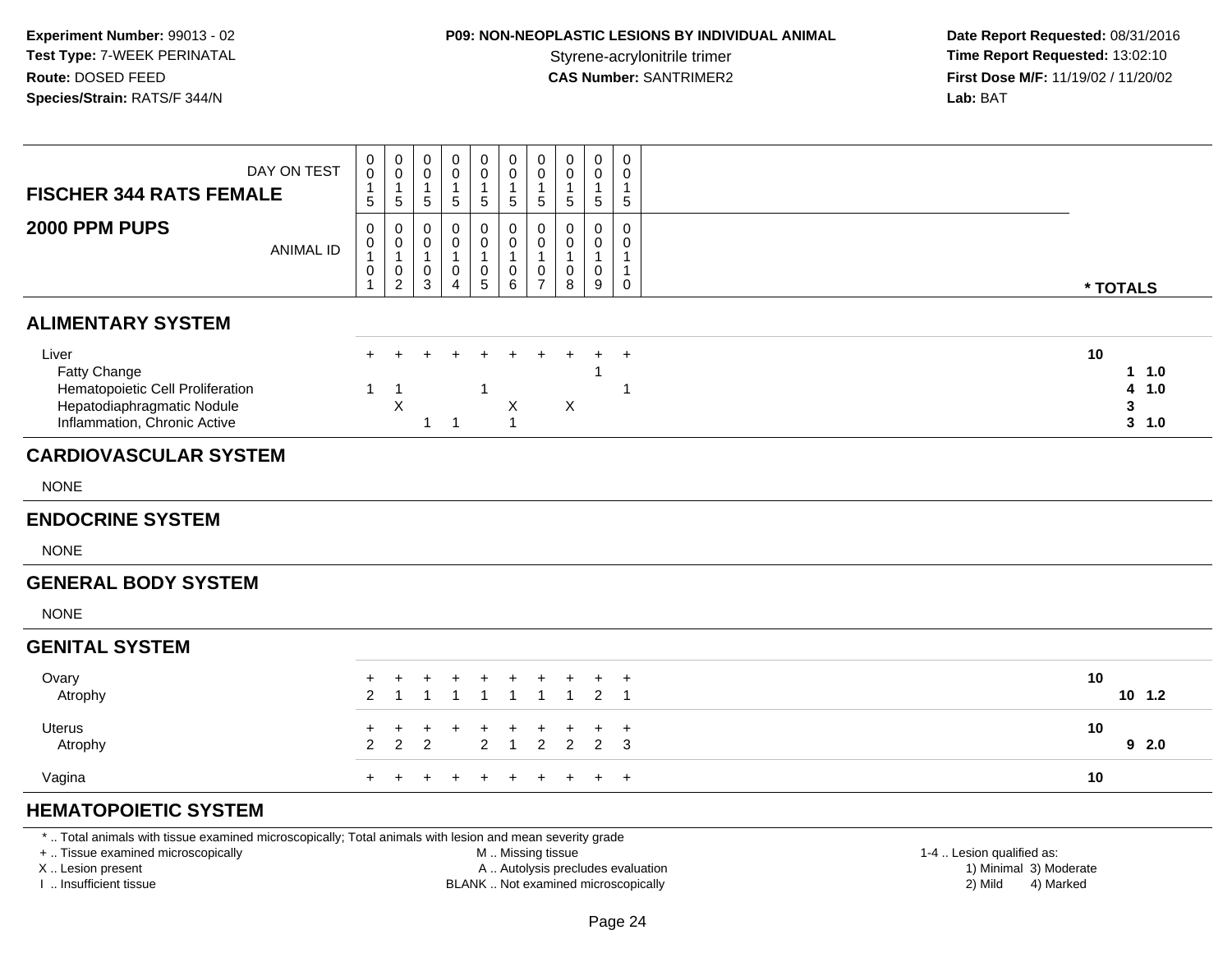**Experiment Number:** 99013 - 02
**Test Type:** 7-WEEK PERINATAL
**Route:** DOSED FEED
**Species/Strain:** RATS/F 344/N

**P09: NON-NEOPLASTIC LESIONS BY INDIVIDUAL ANIMAL**
Styrene-acrylonitrile trimer
**CAS Number:** SANTRIMER2

**Date Report Requested:** 08/31/2016
**Time Report Requested:** 13:02:10
**First Dose M/F:** 11/19/02 / 11/20/02
**Lab:** BAT

| FISCHER 344 RATS FEMALE / 2000 PPM PUPS | | | | | | | | | | | |
|---|---|---|---|---|---|---|---|---|---|---|---|
| DAY ON TEST | 0015 | 0015 | 0015 | 0015 | 0015 | 0015 | 0015 | 0015 | 0015 | 0015 | |
| ANIMAL ID | 00101 | 00102 | 00103 | 00104 | 00105 | 00106 | 00107 | 00108 | 00109 | 00110 | * TOTALS |
| **ALIMENTARY SYSTEM** | | | | | | | | | | | |
| Liver | + | + | + | + | + | + | + | + | + | + | 10 |
| Fatty Change | | | | | | | | | 1 | | 1 1.0 |
| Hematopoietic Cell Proliferation | 1 | 1 | | | 1 | | | | | 1 | 4 1.0 |
| Hepatodiaphragmatic Nodule | | X | | | | X | | X | | | 3 |
| Inflammation, Chronic Active | | | 1 | 1 | | 1 | | | | | 3 1.0 |
| **CARDIOVASCULAR SYSTEM** | | | | | | | | | | | |
| NONE | | | | | | | | | | | |
| **ENDOCRINE SYSTEM** | | | | | | | | | | | |
| NONE | | | | | | | | | | | |
| **GENERAL BODY SYSTEM** | | | | | | | | | | | |
| NONE | | | | | | | | | | | |
| **GENITAL SYSTEM** | | | | | | | | | | | |
| Ovary | + | + | + | + | + | + | + | + | + | + | 10 |
| Atrophy | 2 | 1 | 1 | 1 | 1 | 1 | 1 | 1 | 2 | 1 | 10 1.2 |
| Uterus | + | + | + | + | + | + | + | + | + | + | 10 |
| Atrophy | 2 | 2 | 2 | | 2 | 1 | 2 | 2 | 2 | 3 | 9 2.0 |
| Vagina | + | + | + | + | + | + | + | + | + | + | 10 |
| **HEMATOPOIETIC SYSTEM** | | | | | | | | | | | |

\* .. Total animals with tissue examined microscopically; Total animals with lesion and mean severity grade
\+ .. Tissue examined microscopically
X .. Lesion present
I .. Insufficient tissue

M .. Missing tissue
A .. Autolysis precludes evaluation
BLANK .. Not examined microscopically

1-4 .. Lesion qualified as:
1) Minimal 3) Moderate
2) Mild 4) Marked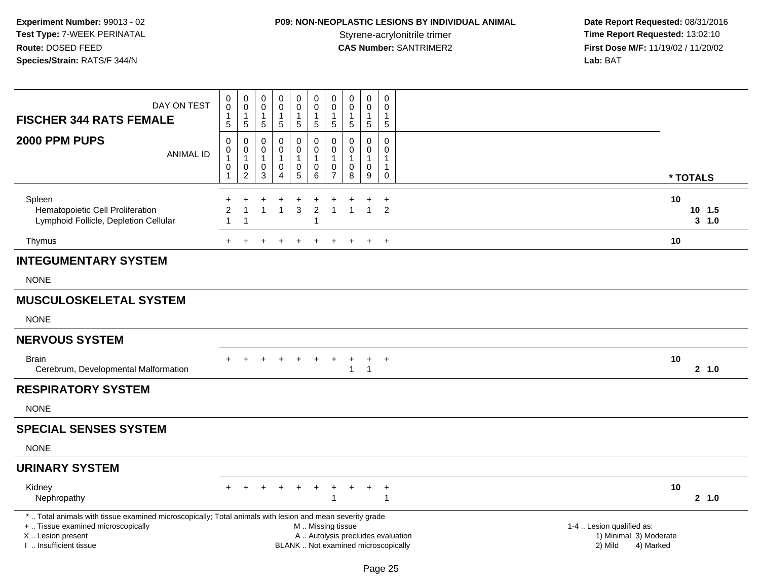**Experiment Number:** 99013 - 02
**Test Type:** 7-WEEK PERINATAL
**Route:** DOSED FEED
**Species/Strain:** RATS/F 344/N

**P09: NON-NEOPLASTIC LESIONS BY INDIVIDUAL ANIMAL**
Styrene-acrylonitrile trimer
**CAS Number:** SANTRIMER2

**Date Report Requested:** 08/31/2016
**Time Report Requested:** 13:02:10
**First Dose M/F:** 11/19/02 / 11/20/02
**Lab:** BAT

| DAY ON TEST | 0015 | 0015 | 0015 | 0015 | 0015 | 0015 | 0015 | 0015 | 0015 | 0015 | | |
|---|---|---|---|---|---|---|---|---|---|---|---|---|
| **FISCHER 344 RATS FEMALE** | | | | | | | | | | | | |
| **2000 PPM PUPS** — ANIMAL ID | 00101 | 00102 | 00103 | 00104 | 00105 | 00106 | 00107 | 00108 | 00109 | 00110 | *** TOTALS** | |
| Spleen | + | + | + | + | + | + | + | + | + | + | 10 | |
| Hematopoietic Cell Proliferation | 2 | 1 | 1 | 1 | 3 | 2 | 1 | 1 | 1 | 2 | 10 | 1.5 |
| Lymphoid Follicle, Depletion Cellular | 1 | 1 | | | | 1 | | | | | 3 | 1.0 |
| Thymus | + | + | + | + | + | + | + | + | + | + | 10 | |
| **INTEGUMENTARY SYSTEM** | | | | | | | | | | | | |
| NONE | | | | | | | | | | | | |
| **MUSCULOSKELETAL SYSTEM** | | | | | | | | | | | | |
| NONE | | | | | | | | | | | | |
| **NERVOUS SYSTEM** | | | | | | | | | | | | |
| Brain | + | + | + | + | + | + | + | + | + | + | 10 | |
| Cerebrum, Developmental Malformation | | | | | | | | 1 | 1 | | 2 | 1.0 |
| **RESPIRATORY SYSTEM** | | | | | | | | | | | | |
| NONE | | | | | | | | | | | | |
| **SPECIAL SENSES SYSTEM** | | | | | | | | | | | | |
| NONE | | | | | | | | | | | | |
| **URINARY SYSTEM** | | | | | | | | | | | | |
| Kidney | + | + | + | + | + | + | + | + | + | + | 10 | |
| Nephropathy | | | | | | | 1 | | | 1 | 2 | 1.0 |

* .. Total animals with tissue examined microscopically; Total animals with lesion and mean severity grade
+ .. Tissue examined microscopically
X .. Lesion present
I .. Insufficient tissue

M .. Missing tissue
A .. Autolysis precludes evaluation
BLANK .. Not examined microscopically

1-4 .. Lesion qualified as:
1) Minimal 3) Moderate
2) Mild 4) Marked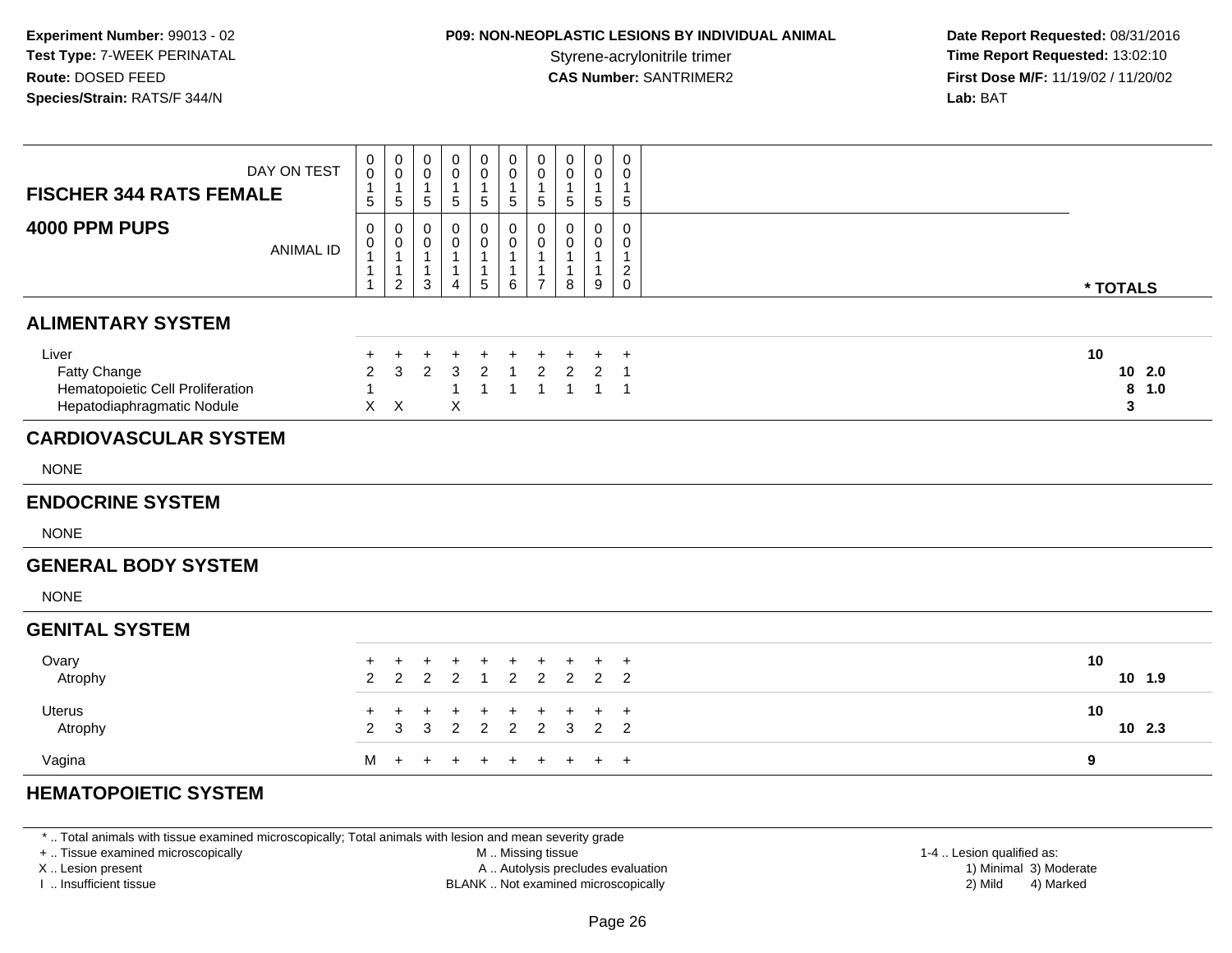**Experiment Number:** 99013 - 02
**Test Type:** 7-WEEK PERINATAL
**Route:** DOSED FEED
**Species/Strain:** RATS/F 344/N

**P09: NON-NEOPLASTIC LESIONS BY INDIVIDUAL ANIMAL**
Styrene-acrylonitrile trimer
**CAS Number:** SANTRIMER2

**Date Report Requested:** 08/31/2016
**Time Report Requested:** 13:02:10
**First Dose M/F:** 11/19/02 / 11/20/02
**Lab:** BAT

| FISCHER 344 RATS FEMALE — DAY ON TEST | 0015 | 0015 | 0015 | 0015 | 0015 | 0015 | 0015 | 0015 | 0015 | 0015 | |
|---|---|---|---|---|---|---|---|---|---|---|---|
| **4000 PPM PUPS** — ANIMAL ID | 00111 | 00112 | 00113 | 00114 | 00115 | 00116 | 00117 | 00118 | 00119 | 00120 | *** TOTALS** |
| **ALIMENTARY SYSTEM** | | | | | | | | | | | |
| Liver | + | + | + | + | + | + | + | + | + | + | 10 |
| Fatty Change | 2 | 3 | 2 | 3 | 2 | 1 | 2 | 2 | 2 | 1 | 10 2.0 |
| Hematopoietic Cell Proliferation | 1 | | | 1 | 1 | 1 | 1 | 1 | 1 | 1 | 8 1.0 |
| Hepatodiaphragmatic Nodule | X | X | | X | | | | | | | 3 |
| **CARDIOVASCULAR SYSTEM** | | | | | | | | | | | |
| NONE | | | | | | | | | | | |
| **ENDOCRINE SYSTEM** | | | | | | | | | | | |
| NONE | | | | | | | | | | | |
| **GENERAL BODY SYSTEM** | | | | | | | | | | | |
| NONE | | | | | | | | | | | |
| **GENITAL SYSTEM** | | | | | | | | | | | |
| Ovary | + | + | + | + | + | + | + | + | + | + | 10 |
| Atrophy | 2 | 2 | 2 | 2 | 1 | 2 | 2 | 2 | 2 | 2 | 10 1.9 |
| Uterus | + | + | + | + | + | + | + | + | + | + | 10 |
| Atrophy | 2 | 3 | 3 | 2 | 2 | 2 | 2 | 3 | 2 | 2 | 10 2.3 |
| Vagina | M | + | + | + | + | + | + | + | + | + | 9 |
| **HEMATOPOIETIC SYSTEM** | | | | | | | | | | | |

\* .. Total animals with tissue examined microscopically; Total animals with lesion and mean severity grade
\+ .. Tissue examined microscopically
X .. Lesion present
I .. Insufficient tissue

M .. Missing tissue
A .. Autolysis precludes evaluation
BLANK .. Not examined microscopically

1-4 .. Lesion qualified as:
1) Minimal 2) Mild 3) Moderate 4) Marked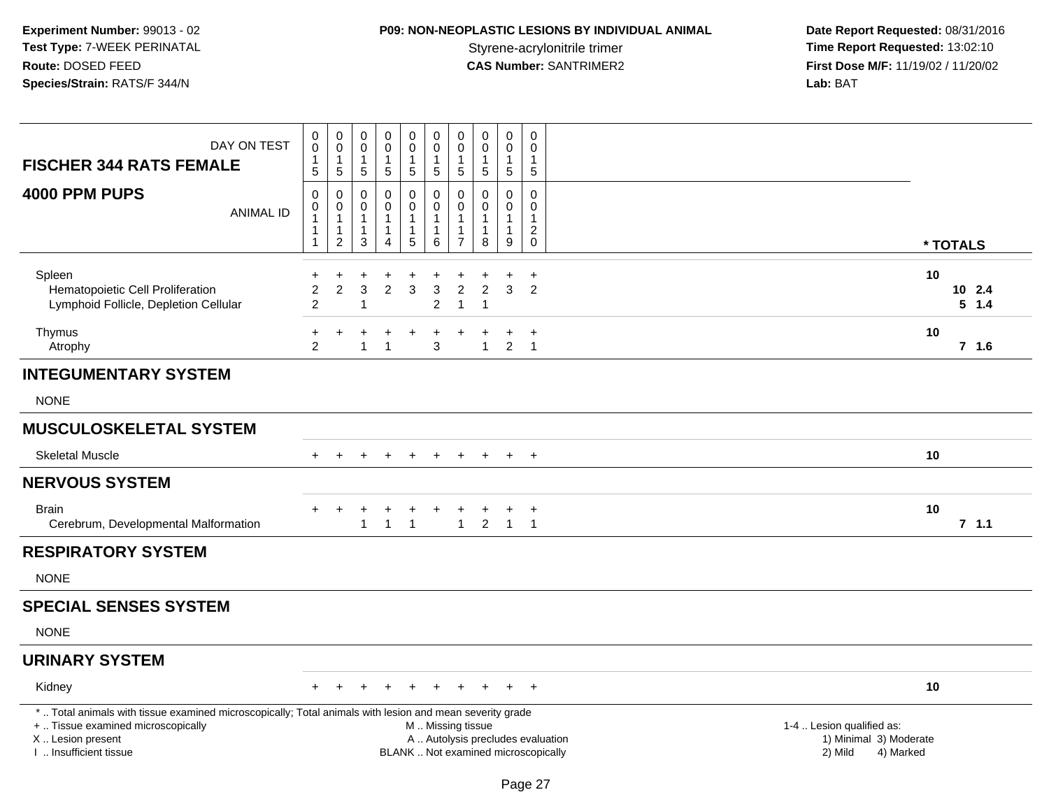**Experiment Number:** 99013 - 02
**Test Type:** 7-WEEK PERINATAL
**Route:** DOSED FEED
**Species/Strain:** RATS/F 344/N

**P09: NON-NEOPLASTIC LESIONS BY INDIVIDUAL ANIMAL**
Styrene-acrylonitrile trimer
**CAS Number:** SANTRIMER2

**Date Report Requested:** 08/31/2016
**Time Report Requested:** 13:02:10
**First Dose M/F:** 11/19/02 / 11/20/02
**Lab:** BAT

| FISCHER 344 RATS FEMALE — DAY ON TEST | 0015 | 0015 | 0015 | 0015 | 0015 | 0015 | 0015 | 0015 | 0015 | 0015 | |
|---|---|---|---|---|---|---|---|---|---|---|---|
| **4000 PPM PUPS** — ANIMAL ID | 00111 | 00112 | 00113 | 00114 | 00115 | 00116 | 00117 | 00118 | 00119 | 00120 | * TOTALS |
| Spleen | + | + | + | + | + | + | + | + | + | + | 10 |
| Hematopoietic Cell Proliferation | 2 | 2 | 3 | 2 | 3 | 3 | 2 | 2 | 3 | 2 | 10 2.4 |
| Lymphoid Follicle, Depletion Cellular | 2 | | 1 | | | 2 | 1 | 1 | | | 5 1.4 |
| Thymus | + | + | + | + | + | + | + | + | + | + | 10 |
| Atrophy | 2 | | 1 | 1 | | 3 | | 1 | 2 | 1 | 7 1.6 |
| **INTEGUMENTARY SYSTEM** | | | | | | | | | | | |
| NONE | | | | | | | | | | | |
| **MUSCULOSKELETAL SYSTEM** | | | | | | | | | | | |
| Skeletal Muscle | + | + | + | + | + | + | + | + | + | + | 10 |
| **NERVOUS SYSTEM** | | | | | | | | | | | |
| Brain | + | + | + | + | + | + | + | + | + | + | 10 |
| Cerebrum, Developmental Malformation | | | 1 | 1 | 1 | | 1 | 2 | 1 | 1 | 7 1.1 |
| **RESPIRATORY SYSTEM** | | | | | | | | | | | |
| NONE | | | | | | | | | | | |
| **SPECIAL SENSES SYSTEM** | | | | | | | | | | | |
| NONE | | | | | | | | | | | |
| **URINARY SYSTEM** | | | | | | | | | | | |
| Kidney | + | + | + | + | + | + | + | + | + | + | 10 |

* .. Total animals with tissue examined microscopically; Total animals with lesion and mean severity grade
+ .. Tissue examined microscopically
X .. Lesion present
I .. Insufficient tissue

M .. Missing tissue
A .. Autolysis precludes evaluation
BLANK .. Not examined microscopically

1-4 .. Lesion qualified as:
1) Minimal 3) Moderate
2) Mild 4) Marked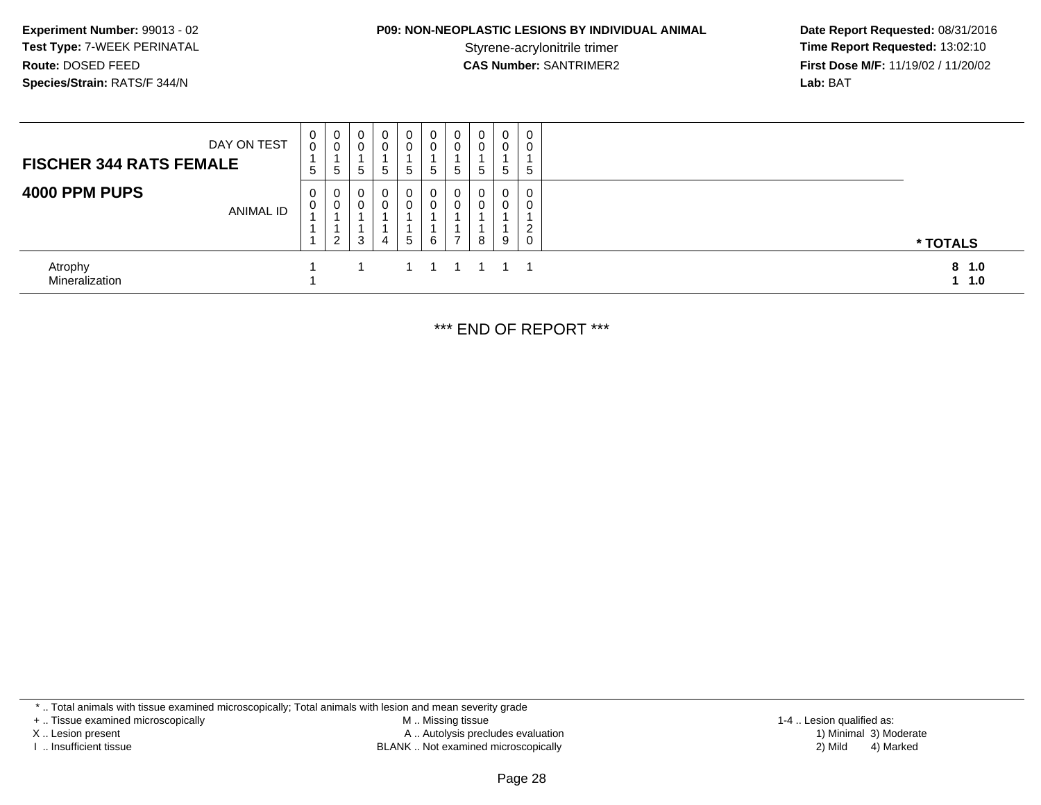**Experiment Number:** 99013 - 02
**Test Type:** 7-WEEK PERINATAL
**Route:** DOSED FEED
**Species/Strain:** RATS/F 344/N

**P09: NON-NEOPLASTIC LESIONS BY INDIVIDUAL ANIMAL**
Styrene-acrylonitrile trimer
**CAS Number:** SANTRIMER2

**Date Report Requested:** 08/31/2016
**Time Report Requested:** 13:02:10
**First Dose M/F:** 11/19/02 / 11/20/02
**Lab:** BAT

| FISCHER 344 RATS FEMALE — DAY ON TEST | 0015 | 0015 | 0015 | 0015 | 0015 | 0015 | 0015 | 0015 | 0015 | 0015 | |
|---|---|---|---|---|---|---|---|---|---|---|---|
| **4000 PPM PUPS** — ANIMAL ID | 00111 | 00112 | 00113 | 00114 | 00115 | 00116 | 00117 | 00118 | 00119 | 00120 | *** TOTALS** |
| Atrophy | 1 | | 1 | | 1 | 1 | 1 | 1 | 1 | 1 | **8 1.0** |
| Mineralization | 1 | | | | | | | | | | **1 1.0** |

*** END OF REPORT ***

\* .. Total animals with tissue examined microscopically; Total animals with lesion and mean severity grade
\+ .. Tissue examined microscopically
X .. Lesion present
I .. Insufficient tissue

M .. Missing tissue
A .. Autolysis precludes evaluation
BLANK .. Not examined microscopically

1-4 .. Lesion qualified as:
1) Minimal 3) Moderate
2) Mild 4) Marked